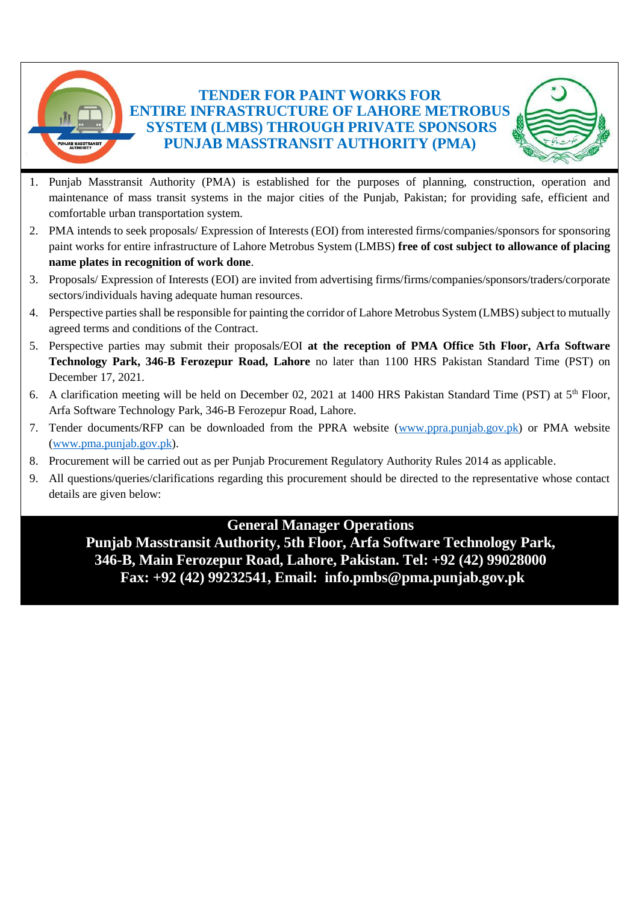# TENDER FOR PAINT WORKS FOR ENTIRE INFRASTRUCTURE OF LAHORE METROBUS SYSTEM (LMBS) THROUGH PRIVATE SPONSORS PUNJAB MASSTRANSIT AUTHORITY (PMA)

1. Punjab Masstransit Authority (PMA) is established for the purposes of planning, construction, operation and maintenance of mass transit systems in the major cities of the Punjab, Pakistan; for providing safe, efficient and comfortable urban transportation system.
2. PMA intends to seek proposals/ Expression of Interests (EOI) from interested firms/companies/sponsors for sponsoring paint works for entire infrastructure of Lahore Metrobus System (LMBS) **free of cost subject to allowance of placing name plates in recognition of work done**.
3. Proposals/ Expression of Interests (EOI) are invited from advertising firms/firms/companies/sponsors/traders/corporate sectors/individuals having adequate human resources.
4. Perspective parties shall be responsible for painting the corridor of Lahore Metrobus System (LMBS) subject to mutually agreed terms and conditions of the Contract.
5. Perspective parties may submit their proposals/EOI **at the reception of PMA Office 5th Floor, Arfa Software Technology Park, 346-B Ferozepur Road, Lahore** no later than 1100 HRS Pakistan Standard Time (PST) on December 17, 2021.
6. A clarification meeting will be held on December 02, 2021 at 1400 HRS Pakistan Standard Time (PST) at 5th Floor, Arfa Software Technology Park, 346-B Ferozepur Road, Lahore.
7. Tender documents/RFP can be downloaded from the PPRA website (www.ppra.punjab.gov.pk) or PMA website (www.pma.punjab.gov.pk).
8. Procurement will be carried out as per Punjab Procurement Regulatory Authority Rules 2014 as applicable.
9. All questions/queries/clarifications regarding this procurement should be directed to the representative whose contact details are given below:

**General Manager Operations**
**Punjab Masstransit Authority, 5th Floor, Arfa Software Technology Park, 346-B, Main Ferozepur Road, Lahore, Pakistan. Tel: +92 (42) 99028000**
**Fax: +92 (42) 99232541, Email: info.pmbs@pma.punjab.gov.pk**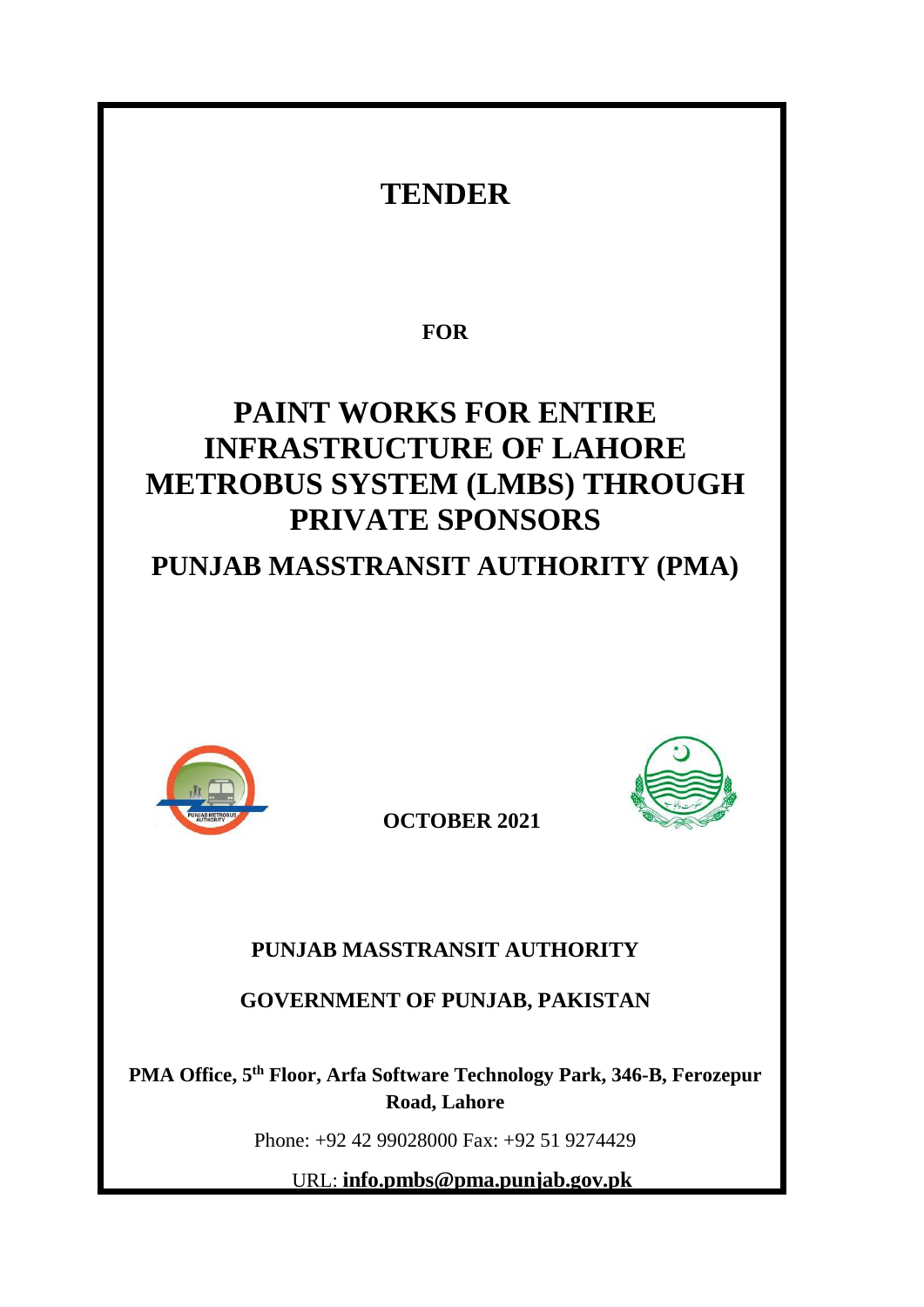# TENDER

**FOR**

# PAINT WORKS FOR ENTIRE INFRASTRUCTURE OF LAHORE METROBUS SYSTEM (LMBS) THROUGH PRIVATE SPONSORS

## PUNJAB MASSTRANSIT AUTHORITY (PMA)

**OCTOBER 2021**

**PUNJAB MASSTRANSIT AUTHORITY**

**GOVERNMENT OF PUNJAB, PAKISTAN**

**PMA Office, 5th Floor, Arfa Software Technology Park, 346-B, Ferozepur Road, Lahore**

Phone: +92 42 99028000 Fax: +92 51 9274429

URL: **info.pmbs@pma.punjab.gov.pk**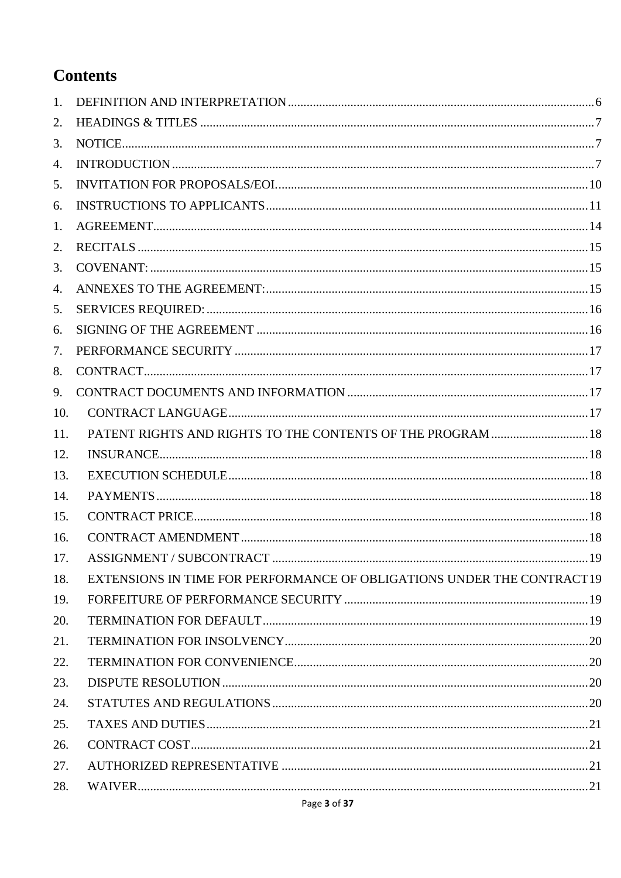# Contents

1. DEFINITION AND INTERPRETATION ..... 6
2. HEADINGS & TITLES ..... 7
3. NOTICE ..... 7
4. INTRODUCTION ..... 7
5. INVITATION FOR PROPOSALS/EOI. ..... 10
6. INSTRUCTIONS TO APPLICANTS ..... 11

1. AGREEMENT ..... 14
2. RECITALS ..... 15
3. COVENANT: ..... 15
4. ANNEXES TO THE AGREEMENT: ..... 15
5. SERVICES REQUIRED: ..... 16
6. SIGNING OF THE AGREEMENT ..... 16
7. PERFORMANCE SECURITY ..... 17
8. CONTRACT ..... 17
9. CONTRACT DOCUMENTS AND INFORMATION ..... 17
10. CONTRACT LANGUAGE ..... 17
11. PATENT RIGHTS AND RIGHTS TO THE CONTENTS OF THE PROGRAM ..... 18
12. INSURANCE ..... 18
13. EXECUTION SCHEDULE ..... 18
14. PAYMENTS ..... 18
15. CONTRACT PRICE ..... 18
16. CONTRACT AMENDMENT ..... 18
17. ASSIGNMENT / SUBCONTRACT ..... 19
18. EXTENSIONS IN TIME FOR PERFORMANCE OF OBLIGATIONS UNDER THE CONTRACT ..... 19
19. FORFEITURE OF PERFORMANCE SECURITY ..... 19
20. TERMINATION FOR DEFAULT ..... 19
21. TERMINATION FOR INSOLVENCY ..... 20
22. TERMINATION FOR CONVENIENCE ..... 20
23. DISPUTE RESOLUTION ..... 20
24. STATUTES AND REGULATIONS ..... 20
25. TAXES AND DUTIES ..... 21
26. CONTRACT COST ..... 21
27. AUTHORIZED REPRESENTATIVE ..... 21
28. WAIVER ..... 21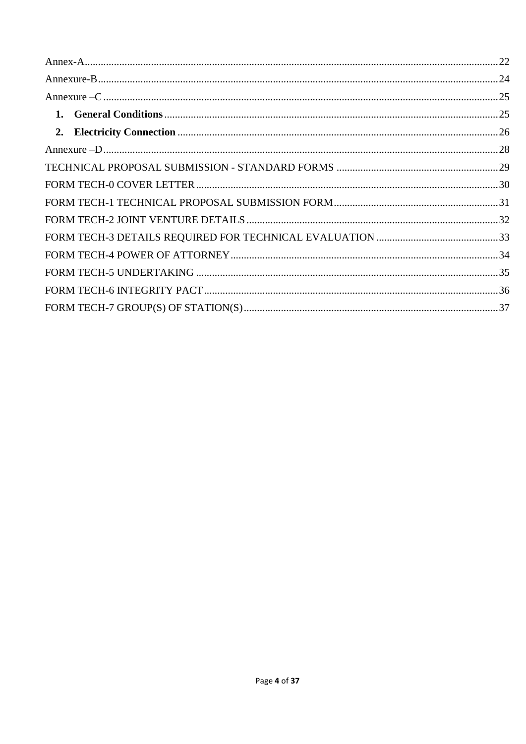Annex-A.......................................................................................................................................22

Annexure-B..................................................................................................................................24

Annexure –C.................................................................................................................................25

1. **General Conditions**..................................................................................................................25
2. **Electricity Connection**..............................................................................................................26

Annexure –D.................................................................................................................................28

TECHNICAL PROPOSAL SUBMISSION - STANDARD FORMS ..............................................................29

FORM TECH-0 COVER LETTER.........................................................................................................30

FORM TECH-1 TECHNICAL PROPOSAL SUBMISSION FORM..............................................................31

FORM TECH-2 JOINT VENTURE DETAILS...........................................................................................32

FORM TECH-3 DETAILS REQUIRED FOR TECHNICAL EVALUATION ..................................................33

FORM TECH-4 POWER OF ATTORNEY................................................................................................34

FORM TECH-5 UNDERTAKING ..........................................................................................................35

FORM TECH-6 INTEGRITY PACT.........................................................................................................36

FORM TECH-7 GROUP(S) OF STATION(S)...........................................................................................37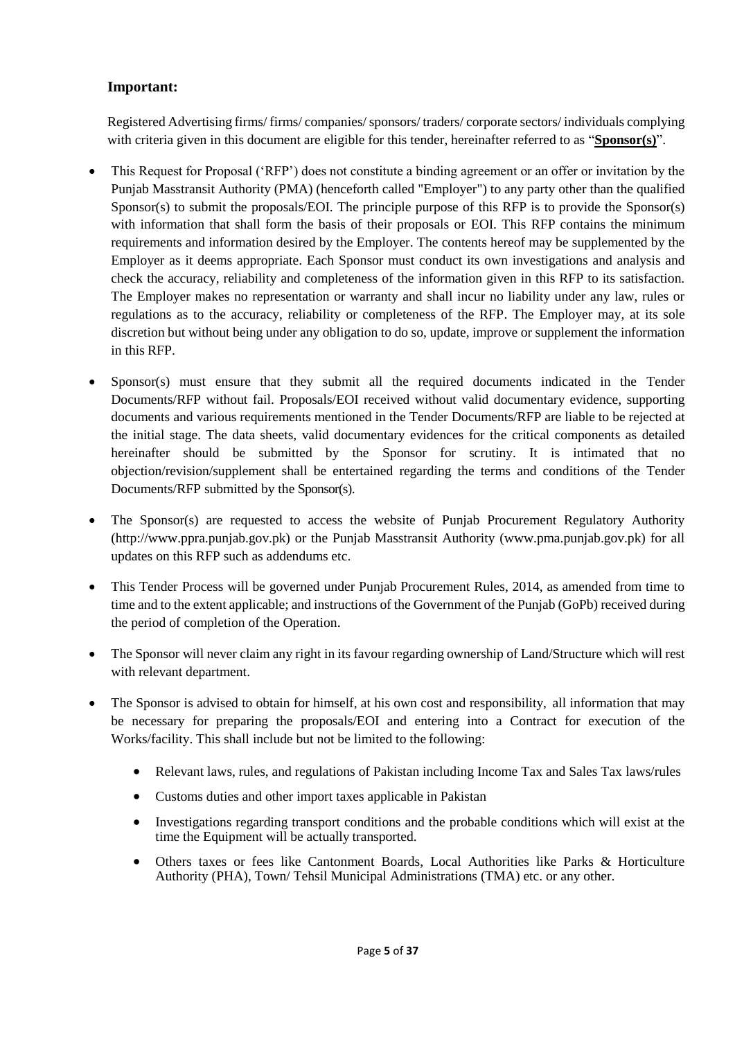## Important:

Registered Advertising firms/ firms/ companies/ sponsors/ traders/ corporate sectors/ individuals complying with criteria given in this document are eligible for this tender, hereinafter referred to as "**Sponsor(s)**".

- This Request for Proposal ('RFP') does not constitute a binding agreement or an offer or invitation by the Punjab Masstransit Authority (PMA) (henceforth called "Employer") to any party other than the qualified Sponsor(s) to submit the proposals/EOI. The principle purpose of this RFP is to provide the Sponsor(s) with information that shall form the basis of their proposals or EOI. This RFP contains the minimum requirements and information desired by the Employer. The contents hereof may be supplemented by the Employer as it deems appropriate. Each Sponsor must conduct its own investigations and analysis and check the accuracy, reliability and completeness of the information given in this RFP to its satisfaction. The Employer makes no representation or warranty and shall incur no liability under any law, rules or regulations as to the accuracy, reliability or completeness of the RFP. The Employer may, at its sole discretion but without being under any obligation to do so, update, improve or supplement the information in this RFP.
- Sponsor(s) must ensure that they submit all the required documents indicated in the Tender Documents/RFP without fail. Proposals/EOI received without valid documentary evidence, supporting documents and various requirements mentioned in the Tender Documents/RFP are liable to be rejected at the initial stage. The data sheets, valid documentary evidences for the critical components as detailed hereinafter should be submitted by the Sponsor for scrutiny. It is intimated that no objection/revision/supplement shall be entertained regarding the terms and conditions of the Tender Documents/RFP submitted by the Sponsor(s).
- The Sponsor(s) are requested to access the website of Punjab Procurement Regulatory Authority (http://www.ppra.punjab.gov.pk) or the Punjab Masstransit Authority (www.pma.punjab.gov.pk) for all updates on this RFP such as addendums etc.
- This Tender Process will be governed under Punjab Procurement Rules, 2014, as amended from time to time and to the extent applicable; and instructions of the Government of the Punjab (GoPb) received during the period of completion of the Operation.
- The Sponsor will never claim any right in its favour regarding ownership of Land/Structure which will rest with relevant department.
- The Sponsor is advised to obtain for himself, at his own cost and responsibility, all information that may be necessary for preparing the proposals/EOI and entering into a Contract for execution of the Works/facility. This shall include but not be limited to the following:
    - Relevant laws, rules, and regulations of Pakistan including Income Tax and Sales Tax laws/rules
    - Customs duties and other import taxes applicable in Pakistan
    - Investigations regarding transport conditions and the probable conditions which will exist at the time the Equipment will be actually transported.
    - Others taxes or fees like Cantonment Boards, Local Authorities like Parks & Horticulture Authority (PHA), Town/ Tehsil Municipal Administrations (TMA) etc. or any other.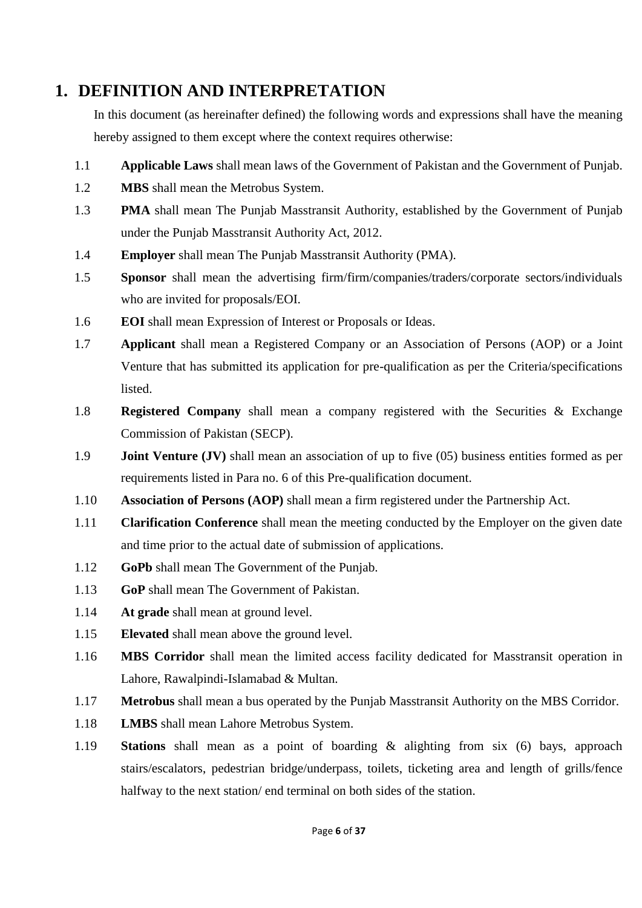# 1. DEFINITION AND INTERPRETATION

In this document (as hereinafter defined) the following words and expressions shall have the meaning hereby assigned to them except where the context requires otherwise:

1.1 **Applicable Laws** shall mean laws of the Government of Pakistan and the Government of Punjab.

1.2 **MBS** shall mean the Metrobus System.

1.3 **PMA** shall mean The Punjab Masstransit Authority, established by the Government of Punjab under the Punjab Masstransit Authority Act, 2012.

1.4 **Employer** shall mean The Punjab Masstransit Authority (PMA).

1.5 **Sponsor** shall mean the advertising firm/firm/companies/traders/corporate sectors/individuals who are invited for proposals/EOI.

1.6 **EOI** shall mean Expression of Interest or Proposals or Ideas.

1.7 **Applicant** shall mean a Registered Company or an Association of Persons (AOP) or a Joint Venture that has submitted its application for pre-qualification as per the Criteria/specifications listed.

1.8 **Registered Company** shall mean a company registered with the Securities & Exchange Commission of Pakistan (SECP).

1.9 **Joint Venture (JV)** shall mean an association of up to five (05) business entities formed as per requirements listed in Para no. 6 of this Pre-qualification document.

1.10 **Association of Persons (AOP)** shall mean a firm registered under the Partnership Act.

1.11 **Clarification Conference** shall mean the meeting conducted by the Employer on the given date and time prior to the actual date of submission of applications.

1.12 **GoPb** shall mean The Government of the Punjab.

1.13 **GoP** shall mean The Government of Pakistan.

1.14 **At grade** shall mean at ground level.

1.15 **Elevated** shall mean above the ground level.

1.16 **MBS Corridor** shall mean the limited access facility dedicated for Masstransit operation in Lahore, Rawalpindi-Islamabad & Multan.

1.17 **Metrobus** shall mean a bus operated by the Punjab Masstransit Authority on the MBS Corridor.

1.18 **LMBS** shall mean Lahore Metrobus System.

1.19 **Stations** shall mean as a point of boarding & alighting from six (6) bays, approach stairs/escalators, pedestrian bridge/underpass, toilets, ticketing area and length of grills/fence halfway to the next station/ end terminal on both sides of the station.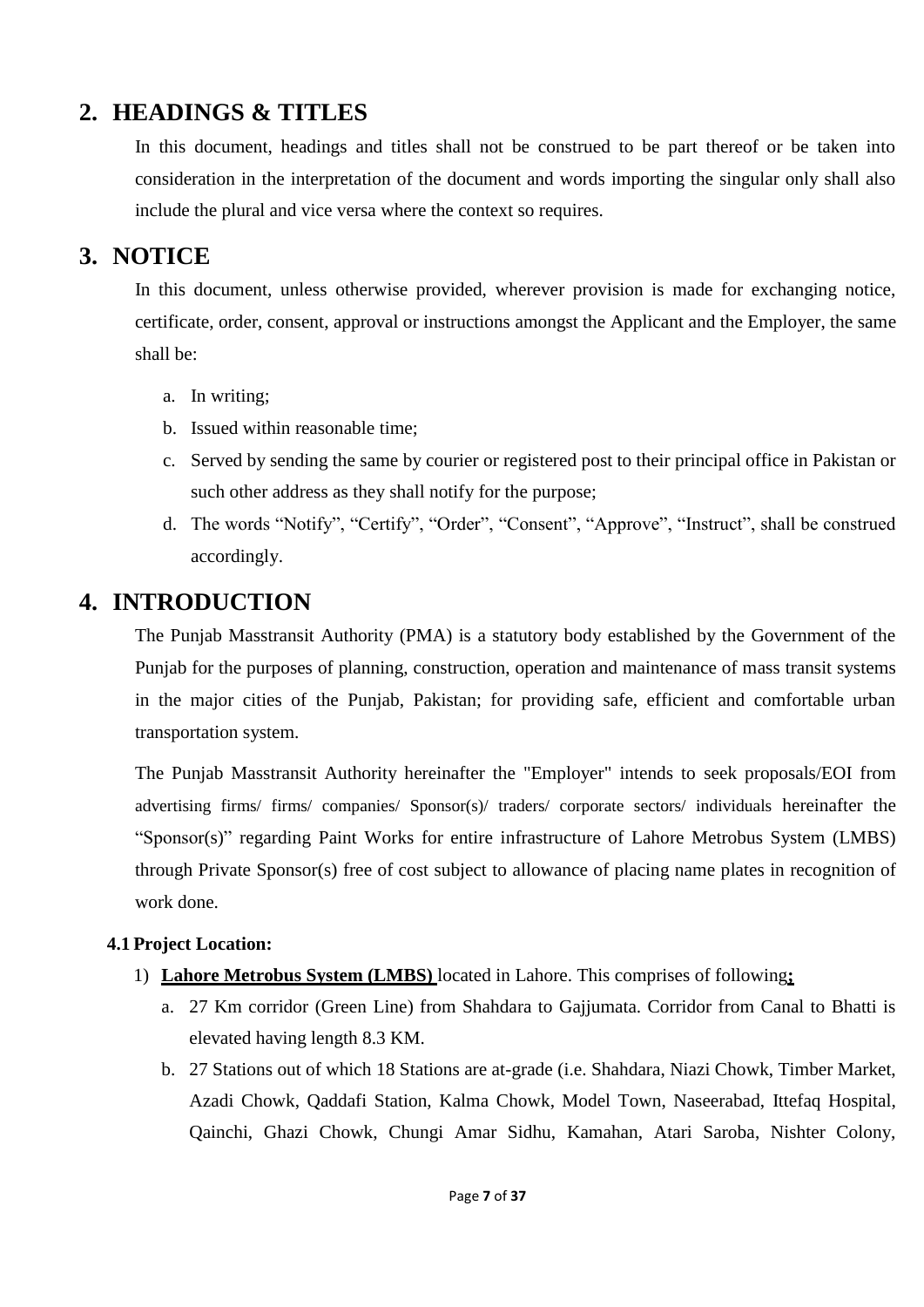## 2. HEADINGS & TITLES

In this document, headings and titles shall not be construed to be part thereof or be taken into consideration in the interpretation of the document and words importing the singular only shall also include the plural and vice versa where the context so requires.

## 3. NOTICE

In this document, unless otherwise provided, wherever provision is made for exchanging notice, certificate, order, consent, approval or instructions amongst the Applicant and the Employer, the same shall be:

a. In writing;
b. Issued within reasonable time;
c. Served by sending the same by courier or registered post to their principal office in Pakistan or such other address as they shall notify for the purpose;
d. The words "Notify", "Certify", "Order", "Consent", "Approve", "Instruct", shall be construed accordingly.

## 4. INTRODUCTION

The Punjab Masstransit Authority (PMA) is a statutory body established by the Government of the Punjab for the purposes of planning, construction, operation and maintenance of mass transit systems in the major cities of the Punjab, Pakistan; for providing safe, efficient and comfortable urban transportation system.

The Punjab Masstransit Authority hereinafter the "Employer" intends to seek proposals/EOI from advertising firms/ firms/ companies/ Sponsor(s)/ traders/ corporate sectors/ individuals hereinafter the "Sponsor(s)" regarding Paint Works for entire infrastructure of Lahore Metrobus System (LMBS) through Private Sponsor(s) free of cost subject to allowance of placing name plates in recognition of work done.

### 4.1 Project Location:

1) **Lahore Metrobus System (LMBS)** located in Lahore. This comprises of following**;**
   a. 27 Km corridor (Green Line) from Shahdara to Gajjumata. Corridor from Canal to Bhatti is elevated having length 8.3 KM.
   b. 27 Stations out of which 18 Stations are at-grade (i.e. Shahdara, Niazi Chowk, Timber Market, Azadi Chowk, Qaddafi Station, Kalma Chowk, Model Town, Naseerabad, Ittefaq Hospital, Qainchi, Ghazi Chowk, Chungi Amar Sidhu, Kamahan, Atari Saroba, Nishter Colony,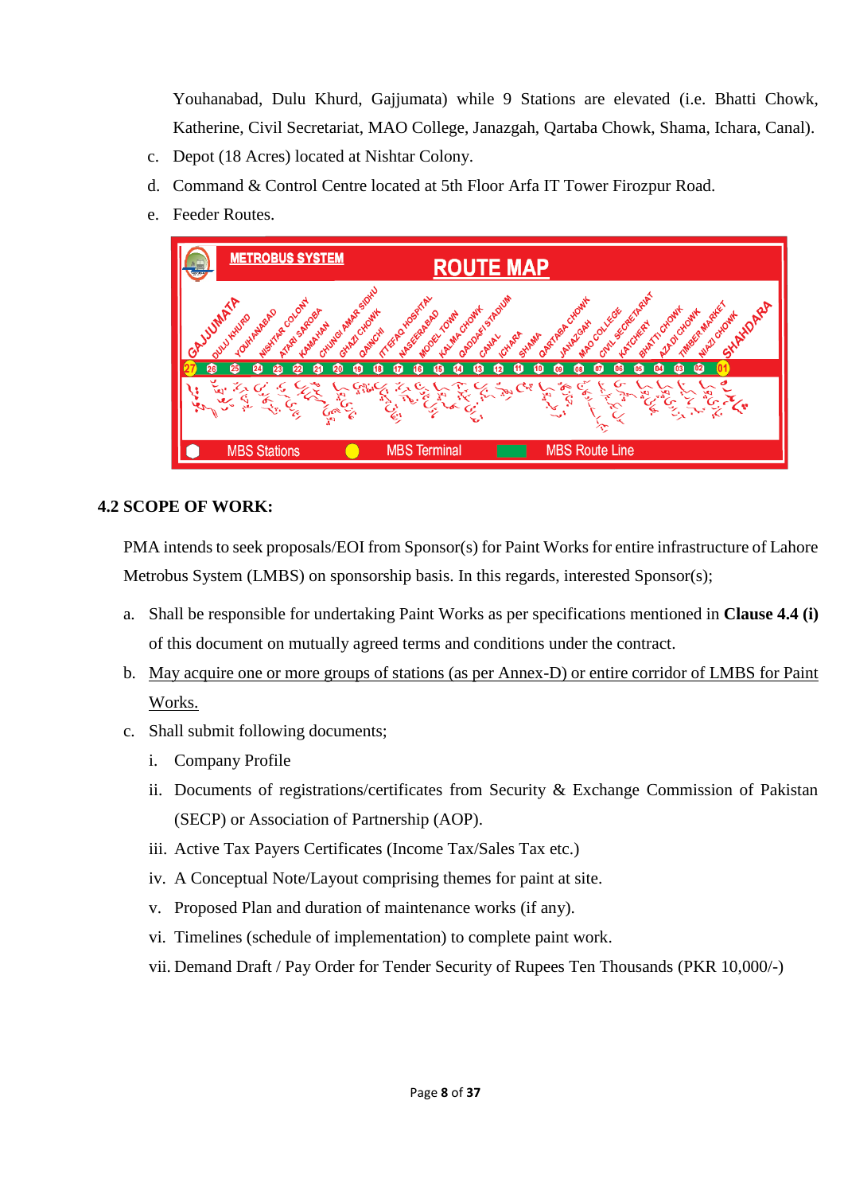Youhanabad, Dulu Khurd, Gajjumata) while 9 Stations are elevated (i.e. Bhatti Chowk, Katherine, Civil Secretariat, MAO College, Janazgah, Qartaba Chowk, Shama, Ichara, Canal).

c. Depot (18 Acres) located at Nishtar Colony.

d. Command & Control Centre located at 5th Floor Arfa IT Tower Firozpur Road.

e. Feeder Routes.

METROBUS SYSTEM

ROUTE MAP

GAJJUMATA, DULU KHURD, YOUHANABAD, NISHTAR COLONY, ATARI SAROBA, KAMAHAN, CHUNGI AMAR SIDHU, GHAZI CHOWK, QAINCHI, ITTEFAQ HOSPITAL, NASEERABAD, MODEL TOWN, KALMA CHOWK, QADDAFI STADIUM, CANAL, ICHARA, SHAMA, QARTABA CHOWK, JANAZGAH, MAO COLLEGE, CIVIL SECRETARIAT, KATCHERY, BHATTI CHOWK, AZADI CHOWK, TIMBER MARKET, NIAZI CHOWK, SHAHDARA

27 26 25 24 23 22 21 20 19 18 17 16 15 14 13 12 11 10 09 08 07 06 05 04 03 02 01

MBS Stations | MBS Terminal | MBS Route Line

## 4.2 SCOPE OF WORK:

PMA intends to seek proposals/EOI from Sponsor(s) for Paint Works for entire infrastructure of Lahore Metrobus System (LMBS) on sponsorship basis. In this regards, interested Sponsor(s);

a. Shall be responsible for undertaking Paint Works as per specifications mentioned in **Clause 4.4 (i)** of this document on mutually agreed terms and conditions under the contract.

b. <u>May acquire one or more groups of stations (as per Annex-D) or entire corridor of LMBS for Paint Works.</u>

c. Shall submit following documents;

   i. Company Profile

   ii. Documents of registrations/certificates from Security & Exchange Commission of Pakistan (SECP) or Association of Partnership (AOP).

   iii. Active Tax Payers Certificates (Income Tax/Sales Tax etc.)

   iv. A Conceptual Note/Layout comprising themes for paint at site.

   v. Proposed Plan and duration of maintenance works (if any).

   vi. Timelines (schedule of implementation) to complete paint work.

   vii. Demand Draft / Pay Order for Tender Security of Rupees Ten Thousands (PKR 10,000/-)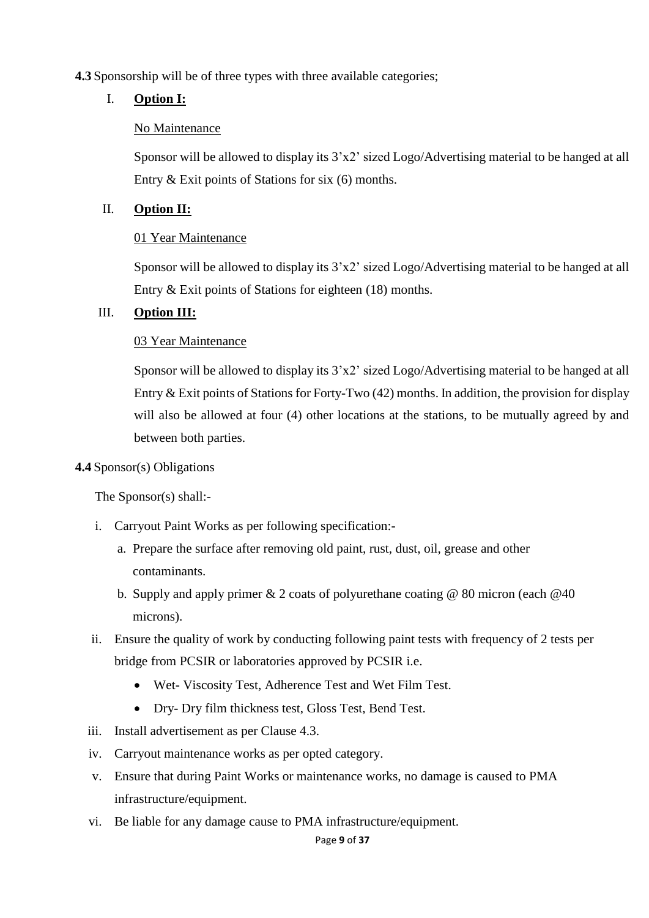**4.3** Sponsorship will be of three types with three available categories;

I. **Option I:**

No Maintenance

Sponsor will be allowed to display its 3'x2' sized Logo/Advertising material to be hanged at all Entry & Exit points of Stations for six (6) months.

II. **Option II:**

01 Year Maintenance

Sponsor will be allowed to display its 3'x2' sized Logo/Advertising material to be hanged at all Entry & Exit points of Stations for eighteen (18) months.

III. **Option III:**

03 Year Maintenance

Sponsor will be allowed to display its 3'x2' sized Logo/Advertising material to be hanged at all Entry & Exit points of Stations for Forty-Two (42) months. In addition, the provision for display will also be allowed at four (4) other locations at the stations, to be mutually agreed by and between both parties.

**4.4** Sponsor(s) Obligations

The Sponsor(s) shall:-

i. Carryout Paint Works as per following specification:-
   a. Prepare the surface after removing old paint, rust, dust, oil, grease and other contaminants.
   b. Supply and apply primer & 2 coats of polyurethane coating @ 80 micron (each @40 microns).
ii. Ensure the quality of work by conducting following paint tests with frequency of 2 tests per bridge from PCSIR or laboratories approved by PCSIR i.e.
   - Wet- Viscosity Test, Adherence Test and Wet Film Test.
   - Dry- Dry film thickness test, Gloss Test, Bend Test.
iii. Install advertisement as per Clause 4.3.
iv. Carryout maintenance works as per opted category.
v. Ensure that during Paint Works or maintenance works, no damage is caused to PMA infrastructure/equipment.
vi. Be liable for any damage cause to PMA infrastructure/equipment.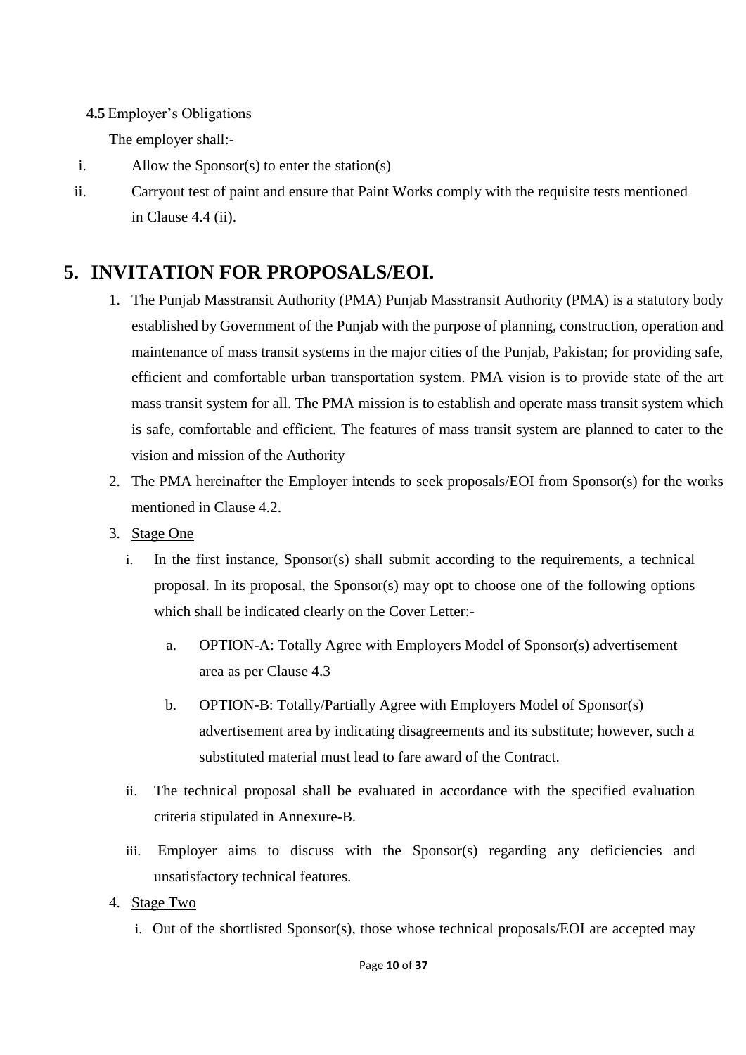**4.5** Employer's Obligations

The employer shall:-

i. Allow the Sponsor(s) to enter the station(s)
ii. Carryout test of paint and ensure that Paint Works comply with the requisite tests mentioned in Clause 4.4 (ii).

# 5. INVITATION FOR PROPOSALS/EOI.

1. The Punjab Masstransit Authority (PMA) Punjab Masstransit Authority (PMA) is a statutory body established by Government of the Punjab with the purpose of planning, construction, operation and maintenance of mass transit systems in the major cities of the Punjab, Pakistan; for providing safe, efficient and comfortable urban transportation system. PMA vision is to provide state of the art mass transit system for all. The PMA mission is to establish and operate mass transit system which is safe, comfortable and efficient. The features of mass transit system are planned to cater to the vision and mission of the Authority
2. The PMA hereinafter the Employer intends to seek proposals/EOI from Sponsor(s) for the works mentioned in Clause 4.2.
3. Stage One
   i. In the first instance, Sponsor(s) shall submit according to the requirements, a technical proposal. In its proposal, the Sponsor(s) may opt to choose one of the following options which shall be indicated clearly on the Cover Letter:-
      a. OPTION-A: Totally Agree with Employers Model of Sponsor(s) advertisement area as per Clause 4.3
      b. OPTION-B: Totally/Partially Agree with Employers Model of Sponsor(s) advertisement area by indicating disagreements and its substitute; however, such a substituted material must lead to fare award of the Contract.
   ii. The technical proposal shall be evaluated in accordance with the specified evaluation criteria stipulated in Annexure-B.
   iii. Employer aims to discuss with the Sponsor(s) regarding any deficiencies and unsatisfactory technical features.
4. Stage Two
   i. Out of the shortlisted Sponsor(s), those whose technical proposals/EOI are accepted may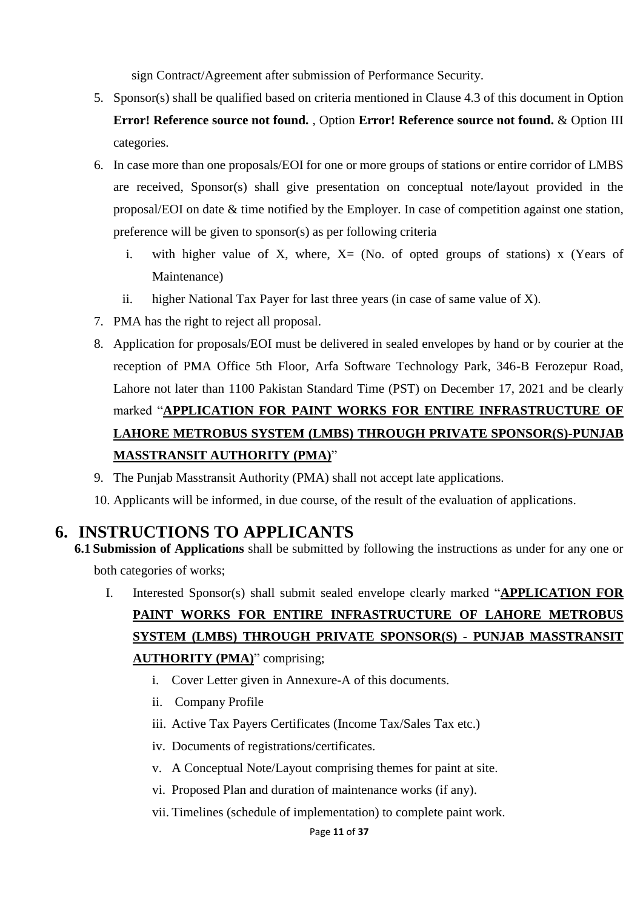sign Contract/Agreement after submission of Performance Security.

5. Sponsor(s) shall be qualified based on criteria mentioned in Clause 4.3 of this document in Option **Error! Reference source not found.** , Option **Error! Reference source not found.** & Option III categories.
6. In case more than one proposals/EOI for one or more groups of stations or entire corridor of LMBS are received, Sponsor(s) shall give presentation on conceptual note/layout provided in the proposal/EOI on date & time notified by the Employer. In case of competition against one station, preference will be given to sponsor(s) as per following criteria
   i. with higher value of X, where, X= (No. of opted groups of stations) x (Years of Maintenance)
   ii. higher National Tax Payer for last three years (in case of same value of X).
7. PMA has the right to reject all proposal.
8. Application for proposals/EOI must be delivered in sealed envelopes by hand or by courier at the reception of PMA Office 5th Floor, Arfa Software Technology Park, 346-B Ferozepur Road, Lahore not later than 1100 Pakistan Standard Time (PST) on December 17, 2021 and be clearly marked "**APPLICATION FOR PAINT WORKS FOR ENTIRE INFRASTRUCTURE OF LAHORE METROBUS SYSTEM (LMBS) THROUGH PRIVATE SPONSOR(S)-PUNJAB MASSTRANSIT AUTHORITY (PMA)**"
9. The Punjab Masstransit Authority (PMA) shall not accept late applications.
10. Applicants will be informed, in due course, of the result of the evaluation of applications.

# 6. INSTRUCTIONS TO APPLICANTS

**6.1 Submission of Applications** shall be submitted by following the instructions as under for any one or both categories of works;

I. Interested Sponsor(s) shall submit sealed envelope clearly marked "**APPLICATION FOR PAINT WORKS FOR ENTIRE INFRASTRUCTURE OF LAHORE METROBUS SYSTEM (LMBS) THROUGH PRIVATE SPONSOR(S) - PUNJAB MASSTRANSIT AUTHORITY (PMA)**" comprising;
   i. Cover Letter given in Annexure-A of this documents.
   ii. Company Profile
   iii. Active Tax Payers Certificates (Income Tax/Sales Tax etc.)
   iv. Documents of registrations/certificates.
   v. A Conceptual Note/Layout comprising themes for paint at site.
   vi. Proposed Plan and duration of maintenance works (if any).
   vii. Timelines (schedule of implementation) to complete paint work.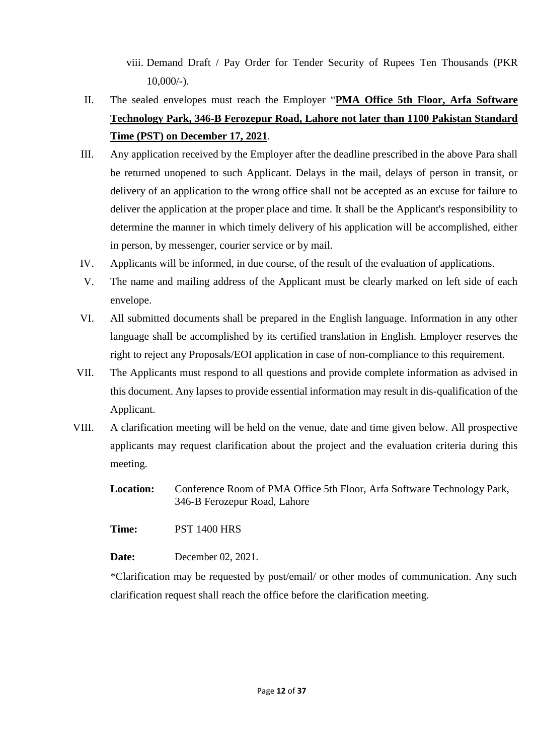viii. Demand Draft / Pay Order for Tender Security of Rupees Ten Thousands (PKR 10,000/-).

II. The sealed envelopes must reach the Employer "**PMA Office 5th Floor, Arfa Software Technology Park, 346-B Ferozepur Road, Lahore not later than 1100 Pakistan Standard Time (PST) on December 17, 2021**.

III. Any application received by the Employer after the deadline prescribed in the above Para shall be returned unopened to such Applicant. Delays in the mail, delays of person in transit, or delivery of an application to the wrong office shall not be accepted as an excuse for failure to deliver the application at the proper place and time. It shall be the Applicant's responsibility to determine the manner in which timely delivery of his application will be accomplished, either in person, by messenger, courier service or by mail.

IV. Applicants will be informed, in due course, of the result of the evaluation of applications.

V. The name and mailing address of the Applicant must be clearly marked on left side of each envelope.

VI. All submitted documents shall be prepared in the English language. Information in any other language shall be accomplished by its certified translation in English. Employer reserves the right to reject any Proposals/EOI application in case of non-compliance to this requirement.

VII. The Applicants must respond to all questions and provide complete information as advised in this document. Any lapses to provide essential information may result in dis-qualification of the Applicant.

VIII. A clarification meeting will be held on the venue, date and time given below. All prospective applicants may request clarification about the project and the evaluation criteria during this meeting.

**Location:** Conference Room of PMA Office 5th Floor, Arfa Software Technology Park, 346-B Ferozepur Road, Lahore

**Time:** PST 1400 HRS

**Date:** December 02, 2021.

*Clarification may be requested by post/email/ or other modes of communication. Any such clarification request shall reach the office before the clarification meeting.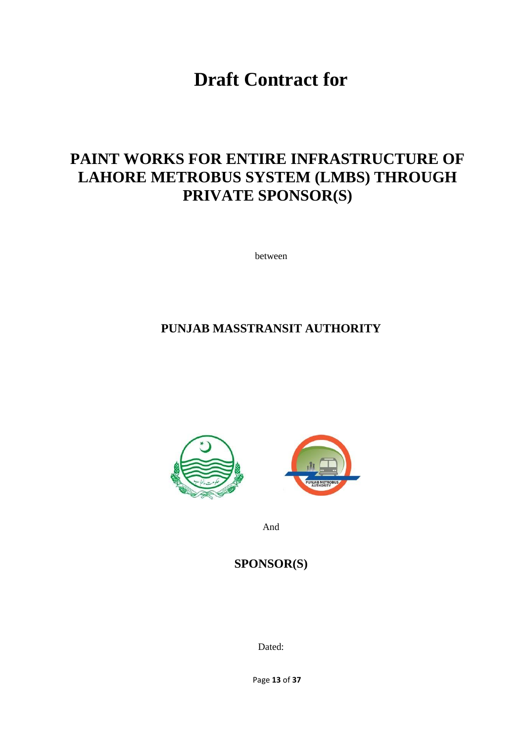# Draft Contract for

## PAINT WORKS FOR ENTIRE INFRASTRUCTURE OF LAHORE METROBUS SYSTEM (LMBS) THROUGH PRIVATE SPONSOR(S)

between

### PUNJAB MASSTRANSIT AUTHORITY

And

### SPONSOR(S)

Dated: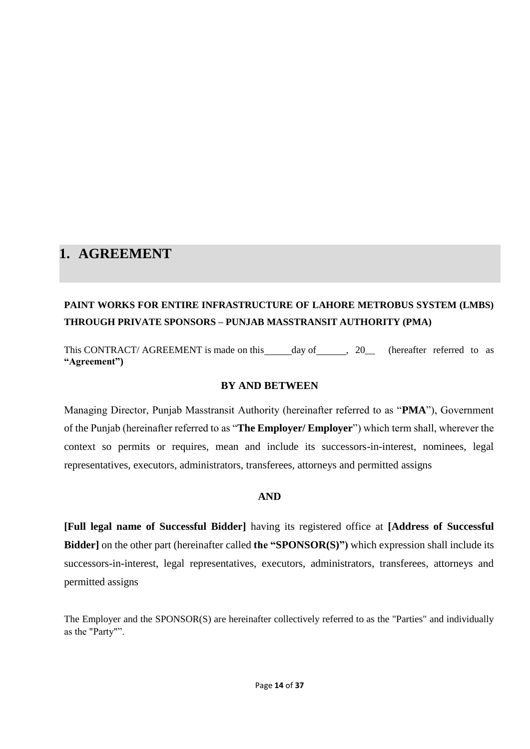# 1. AGREEMENT

**PAINT WORKS FOR ENTIRE INFRASTRUCTURE OF LAHORE METROBUS SYSTEM (LMBS) THROUGH PRIVATE SPONSORS – PUNJAB MASSTRANSIT AUTHORITY (PMA)**

This CONTRACT/ AGREEMENT is made on this\_\_\_\_\_\_day of\_\_\_\_\_\_, 20\_\_ (hereafter referred to as **"Agreement")**

**BY AND BETWEEN**

Managing Director, Punjab Masstransit Authority (hereinafter referred to as "**PMA**"), Government of the Punjab (hereinafter referred to as "**The Employer/ Employer**") which term shall, wherever the context so permits or requires, mean and include its successors-in-interest, nominees, legal representatives, executors, administrators, transferees, attorneys and permitted assigns

**AND**

**[Full legal name of Successful Bidder]** having its registered office at **[Address of Successful Bidder]** on the other part (hereinafter called **the "SPONSOR(S)")** which expression shall include its successors-in-interest, legal representatives, executors, administrators, transferees, attorneys and permitted assigns

The Employer and the SPONSOR(S) are hereinafter collectively referred to as the "Parties" and individually as the "Party"".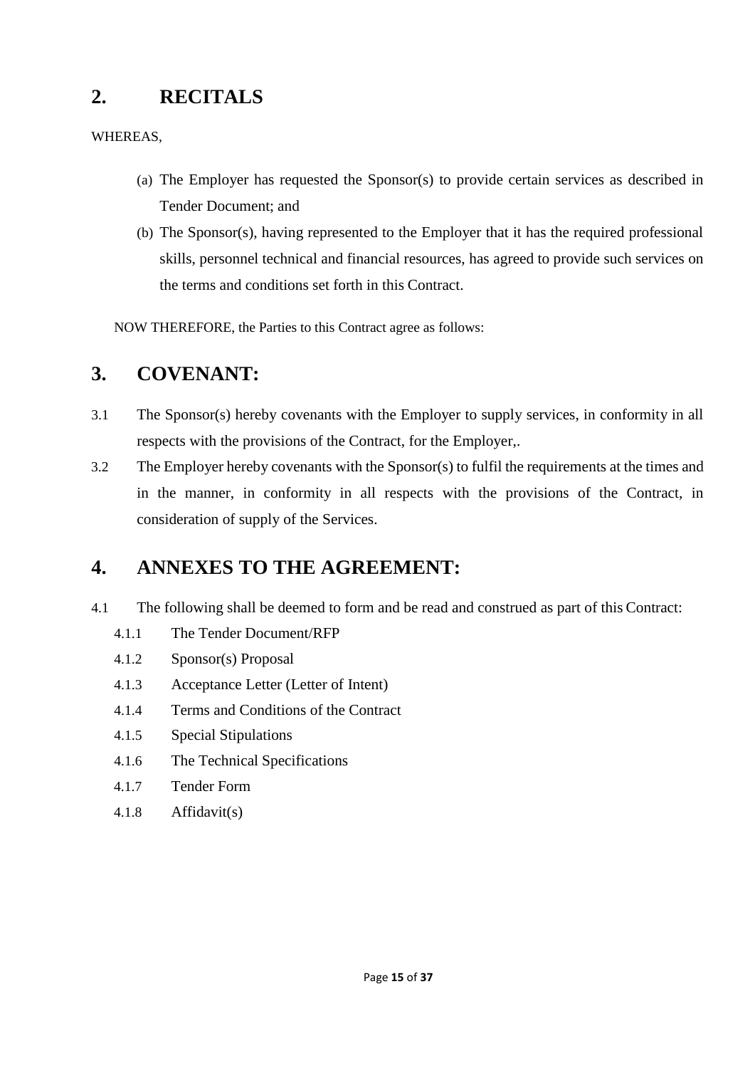## 2. RECITALS

WHEREAS,

(a) The Employer has requested the Sponsor(s) to provide certain services as described in Tender Document; and

(b) The Sponsor(s), having represented to the Employer that it has the required professional skills, personnel technical and financial resources, has agreed to provide such services on the terms and conditions set forth in this Contract.

NOW THEREFORE, the Parties to this Contract agree as follows:

## 3. COVENANT:

3.1 The Sponsor(s) hereby covenants with the Employer to supply services, in conformity in all respects with the provisions of the Contract, for the Employer,.

3.2 The Employer hereby covenants with the Sponsor(s) to fulfil the requirements at the times and in the manner, in conformity in all respects with the provisions of the Contract, in consideration of supply of the Services.

## 4. ANNEXES TO THE AGREEMENT:

4.1 The following shall be deemed to form and be read and construed as part of this Contract:

- 4.1.1 The Tender Document/RFP
- 4.1.2 Sponsor(s) Proposal
- 4.1.3 Acceptance Letter (Letter of Intent)
- 4.1.4 Terms and Conditions of the Contract
- 4.1.5 Special Stipulations
- 4.1.6 The Technical Specifications
- 4.1.7 Tender Form
- 4.1.8 Affidavit(s)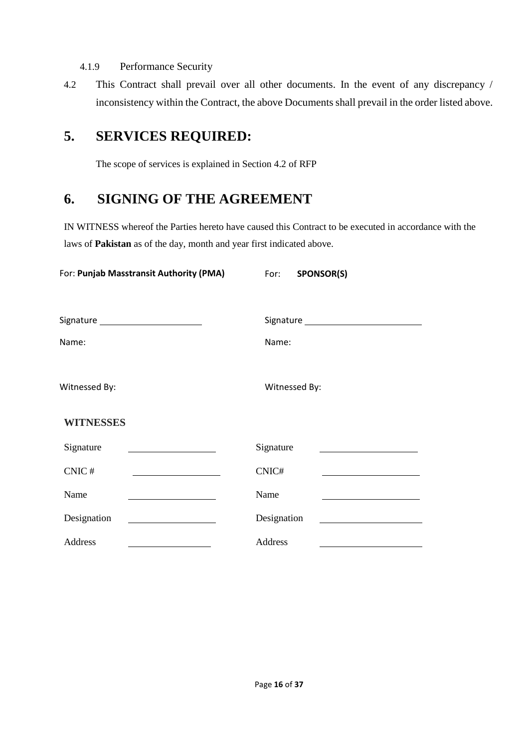4.1.9 Performance Security

4.2 This Contract shall prevail over all other documents. In the event of any discrepancy / inconsistency within the Contract, the above Documents shall prevail in the order listed above.

## 5. SERVICES REQUIRED:

The scope of services is explained in Section 4.2 of RFP

## 6. SIGNING OF THE AGREEMENT

IN WITNESS whereof the Parties hereto have caused this Contract to be executed in accordance with the laws of **Pakistan** as of the day, month and year first indicated above.

| For: **Punjab Masstransit Authority (PMA)** | For: **SPONSOR(S)** |
|---|---|
| Signature ____________________ | Signature ______________________ |
| Name: | Name: |
| Witnessed By: | Witnessed By: |

**WITNESSES**

| | | | |
|---|---|---|---|
| Signature | ________________ | Signature | ________________ |
| CNIC # | ________________ | CNIC# | ________________ |
| Name | ________________ | Name | ________________ |
| Designation | ________________ | Designation | ________________ |
| Address | ________________ | Address | ________________ |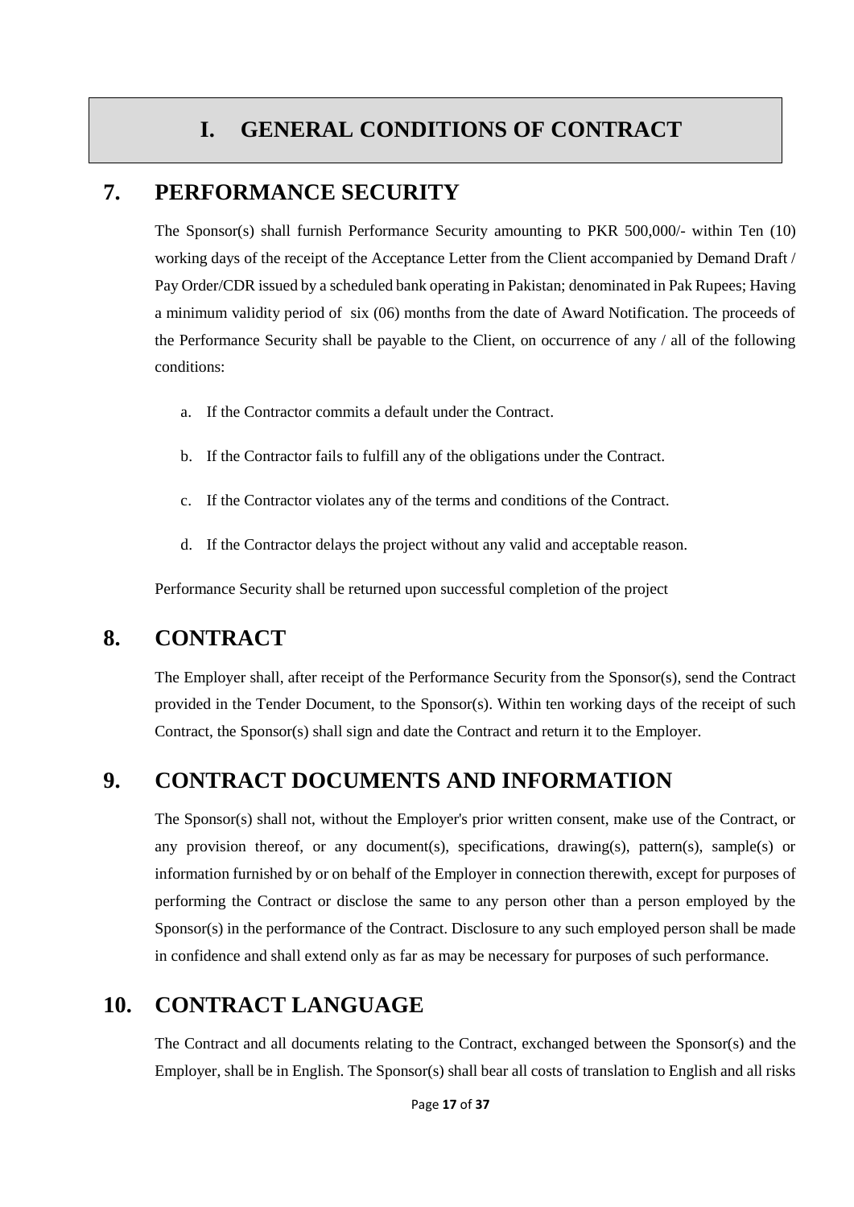# I. GENERAL CONDITIONS OF CONTRACT

## 7. PERFORMANCE SECURITY

The Sponsor(s) shall furnish Performance Security amounting to PKR 500,000/- within Ten (10) working days of the receipt of the Acceptance Letter from the Client accompanied by Demand Draft / Pay Order/CDR issued by a scheduled bank operating in Pakistan; denominated in Pak Rupees; Having a minimum validity period of six (06) months from the date of Award Notification. The proceeds of the Performance Security shall be payable to the Client, on occurrence of any / all of the following conditions:

a. If the Contractor commits a default under the Contract.

b. If the Contractor fails to fulfill any of the obligations under the Contract.

c. If the Contractor violates any of the terms and conditions of the Contract.

d. If the Contractor delays the project without any valid and acceptable reason.

Performance Security shall be returned upon successful completion of the project

## 8. CONTRACT

The Employer shall, after receipt of the Performance Security from the Sponsor(s), send the Contract provided in the Tender Document, to the Sponsor(s). Within ten working days of the receipt of such Contract, the Sponsor(s) shall sign and date the Contract and return it to the Employer.

## 9. CONTRACT DOCUMENTS AND INFORMATION

The Sponsor(s) shall not, without the Employer's prior written consent, make use of the Contract, or any provision thereof, or any document(s), specifications, drawing(s), pattern(s), sample(s) or information furnished by or on behalf of the Employer in connection therewith, except for purposes of performing the Contract or disclose the same to any person other than a person employed by the Sponsor(s) in the performance of the Contract. Disclosure to any such employed person shall be made in confidence and shall extend only as far as may be necessary for purposes of such performance.

## 10. CONTRACT LANGUAGE

The Contract and all documents relating to the Contract, exchanged between the Sponsor(s) and the Employer, shall be in English. The Sponsor(s) shall bear all costs of translation to English and all risks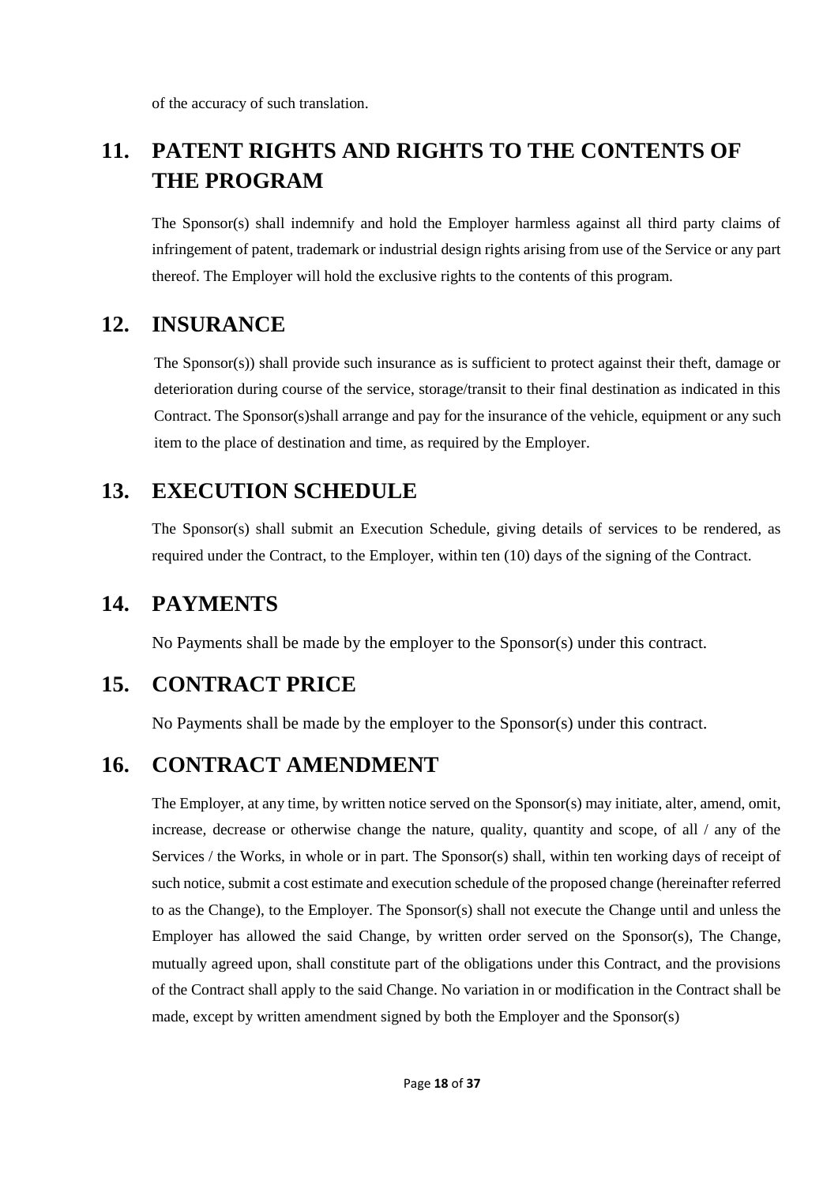of the accuracy of such translation.

## 11. PATENT RIGHTS AND RIGHTS TO THE CONTENTS OF THE PROGRAM

The Sponsor(s) shall indemnify and hold the Employer harmless against all third party claims of infringement of patent, trademark or industrial design rights arising from use of the Service or any part thereof. The Employer will hold the exclusive rights to the contents of this program.

## 12. INSURANCE

The Sponsor(s)) shall provide such insurance as is sufficient to protect against their theft, damage or deterioration during course of the service, storage/transit to their final destination as indicated in this Contract. The Sponsor(s)shall arrange and pay for the insurance of the vehicle, equipment or any such item to the place of destination and time, as required by the Employer.

## 13. EXECUTION SCHEDULE

The Sponsor(s) shall submit an Execution Schedule, giving details of services to be rendered, as required under the Contract, to the Employer, within ten (10) days of the signing of the Contract.

## 14. PAYMENTS

No Payments shall be made by the employer to the Sponsor(s) under this contract.

## 15. CONTRACT PRICE

No Payments shall be made by the employer to the Sponsor(s) under this contract.

## 16. CONTRACT AMENDMENT

The Employer, at any time, by written notice served on the Sponsor(s) may initiate, alter, amend, omit, increase, decrease or otherwise change the nature, quality, quantity and scope, of all / any of the Services / the Works, in whole or in part. The Sponsor(s) shall, within ten working days of receipt of such notice, submit a cost estimate and execution schedule of the proposed change (hereinafter referred to as the Change), to the Employer. The Sponsor(s) shall not execute the Change until and unless the Employer has allowed the said Change, by written order served on the Sponsor(s), The Change, mutually agreed upon, shall constitute part of the obligations under this Contract, and the provisions of the Contract shall apply to the said Change. No variation in or modification in the Contract shall be made, except by written amendment signed by both the Employer and the Sponsor(s)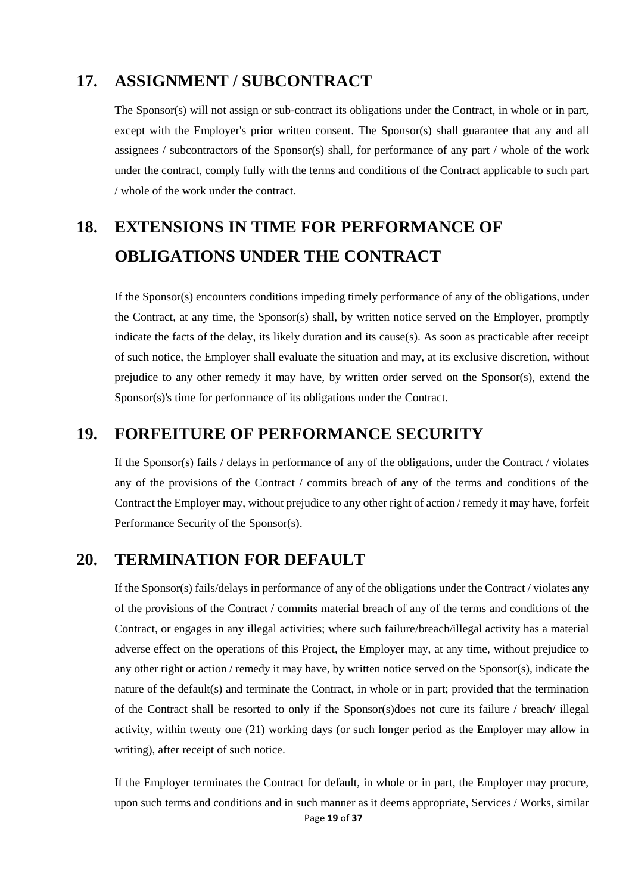## 17. ASSIGNMENT / SUBCONTRACT

The Sponsor(s) will not assign or sub-contract its obligations under the Contract, in whole or in part, except with the Employer's prior written consent. The Sponsor(s) shall guarantee that any and all assignees / subcontractors of the Sponsor(s) shall, for performance of any part / whole of the work under the contract, comply fully with the terms and conditions of the Contract applicable to such part / whole of the work under the contract.

## 18. EXTENSIONS IN TIME FOR PERFORMANCE OF OBLIGATIONS UNDER THE CONTRACT

If the Sponsor(s) encounters conditions impeding timely performance of any of the obligations, under the Contract, at any time, the Sponsor(s) shall, by written notice served on the Employer, promptly indicate the facts of the delay, its likely duration and its cause(s). As soon as practicable after receipt of such notice, the Employer shall evaluate the situation and may, at its exclusive discretion, without prejudice to any other remedy it may have, by written order served on the Sponsor(s), extend the Sponsor(s)'s time for performance of its obligations under the Contract.

## 19. FORFEITURE OF PERFORMANCE SECURITY

If the Sponsor(s) fails / delays in performance of any of the obligations, under the Contract / violates any of the provisions of the Contract / commits breach of any of the terms and conditions of the Contract the Employer may, without prejudice to any other right of action / remedy it may have, forfeit Performance Security of the Sponsor(s).

## 20. TERMINATION FOR DEFAULT

If the Sponsor(s) fails/delays in performance of any of the obligations under the Contract / violates any of the provisions of the Contract / commits material breach of any of the terms and conditions of the Contract, or engages in any illegal activities; where such failure/breach/illegal activity has a material adverse effect on the operations of this Project, the Employer may, at any time, without prejudice to any other right or action / remedy it may have, by written notice served on the Sponsor(s), indicate the nature of the default(s) and terminate the Contract, in whole or in part; provided that the termination of the Contract shall be resorted to only if the Sponsor(s)does not cure its failure / breach/ illegal activity, within twenty one (21) working days (or such longer period as the Employer may allow in writing), after receipt of such notice.

If the Employer terminates the Contract for default, in whole or in part, the Employer may procure, upon such terms and conditions and in such manner as it deems appropriate, Services / Works, similar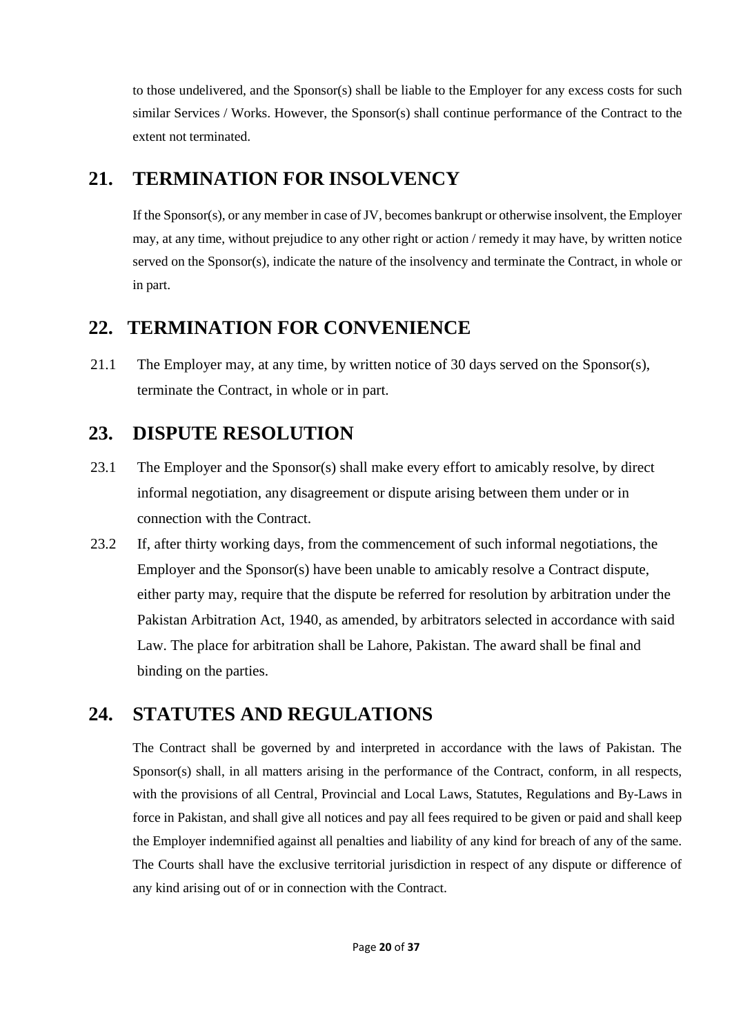to those undelivered, and the Sponsor(s) shall be liable to the Employer for any excess costs for such similar Services / Works. However, the Sponsor(s) shall continue performance of the Contract to the extent not terminated.

## 21. TERMINATION FOR INSOLVENCY

If the Sponsor(s), or any member in case of JV, becomes bankrupt or otherwise insolvent, the Employer may, at any time, without prejudice to any other right or action / remedy it may have, by written notice served on the Sponsor(s), indicate the nature of the insolvency and terminate the Contract, in whole or in part.

## 22. TERMINATION FOR CONVENIENCE

21.1 The Employer may, at any time, by written notice of 30 days served on the Sponsor(s), terminate the Contract, in whole or in part.

## 23. DISPUTE RESOLUTION

23.1 The Employer and the Sponsor(s) shall make every effort to amicably resolve, by direct informal negotiation, any disagreement or dispute arising between them under or in connection with the Contract.

23.2 If, after thirty working days, from the commencement of such informal negotiations, the Employer and the Sponsor(s) have been unable to amicably resolve a Contract dispute, either party may, require that the dispute be referred for resolution by arbitration under the Pakistan Arbitration Act, 1940, as amended, by arbitrators selected in accordance with said Law. The place for arbitration shall be Lahore, Pakistan. The award shall be final and binding on the parties.

## 24. STATUTES AND REGULATIONS

The Contract shall be governed by and interpreted in accordance with the laws of Pakistan. The Sponsor(s) shall, in all matters arising in the performance of the Contract, conform, in all respects, with the provisions of all Central, Provincial and Local Laws, Statutes, Regulations and By-Laws in force in Pakistan, and shall give all notices and pay all fees required to be given or paid and shall keep the Employer indemnified against all penalties and liability of any kind for breach of any of the same. The Courts shall have the exclusive territorial jurisdiction in respect of any dispute or difference of any kind arising out of or in connection with the Contract.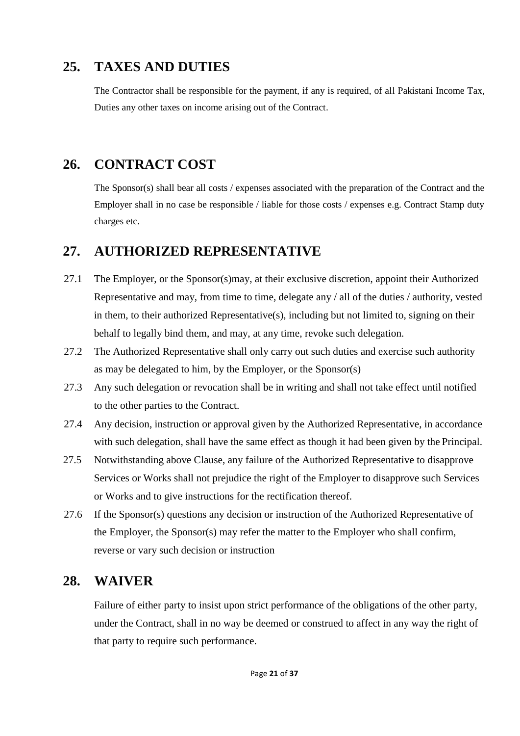## 25. TAXES AND DUTIES

The Contractor shall be responsible for the payment, if any is required, of all Pakistani Income Tax, Duties any other taxes on income arising out of the Contract.

## 26. CONTRACT COST

The Sponsor(s) shall bear all costs / expenses associated with the preparation of the Contract and the Employer shall in no case be responsible / liable for those costs / expenses e.g. Contract Stamp duty charges etc.

## 27. AUTHORIZED REPRESENTATIVE

27.1 The Employer, or the Sponsor(s)may, at their exclusive discretion, appoint their Authorized Representative and may, from time to time, delegate any / all of the duties / authority, vested in them, to their authorized Representative(s), including but not limited to, signing on their behalf to legally bind them, and may, at any time, revoke such delegation.

27.2 The Authorized Representative shall only carry out such duties and exercise such authority as may be delegated to him, by the Employer, or the Sponsor(s)

27.3 Any such delegation or revocation shall be in writing and shall not take effect until notified to the other parties to the Contract.

27.4 Any decision, instruction or approval given by the Authorized Representative, in accordance with such delegation, shall have the same effect as though it had been given by the Principal.

27.5 Notwithstanding above Clause, any failure of the Authorized Representative to disapprove Services or Works shall not prejudice the right of the Employer to disapprove such Services or Works and to give instructions for the rectification thereof.

27.6 If the Sponsor(s) questions any decision or instruction of the Authorized Representative of the Employer, the Sponsor(s) may refer the matter to the Employer who shall confirm, reverse or vary such decision or instruction

## 28. WAIVER

Failure of either party to insist upon strict performance of the obligations of the other party, under the Contract, shall in no way be deemed or construed to affect in any way the right of that party to require such performance.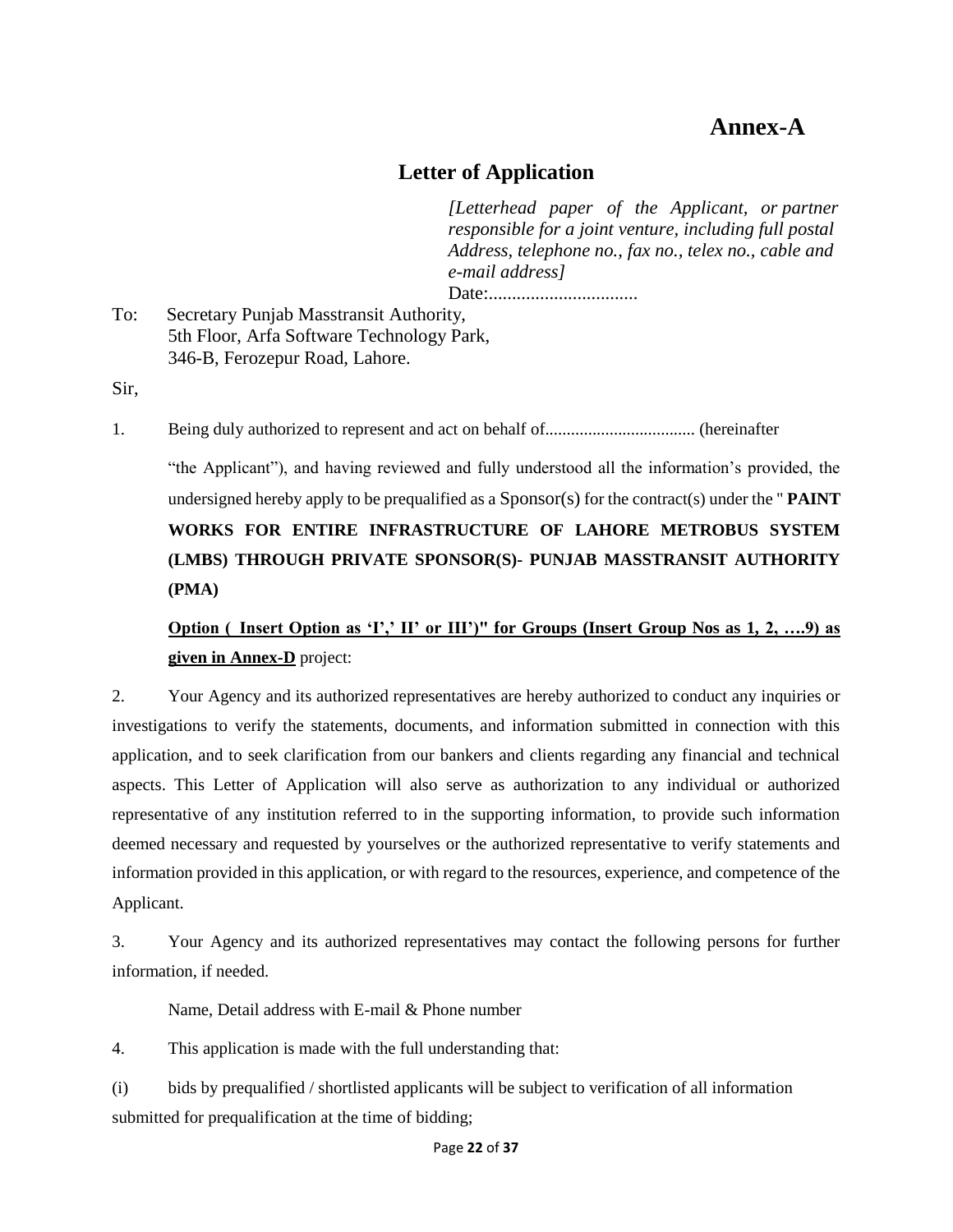# Annex-A

## Letter of Application

*[Letterhead paper of the Applicant, or partner responsible for a joint venture, including full postal Address, telephone no., fax no., telex no., cable and e-mail address]*

Date:................................

To: Secretary Punjab Masstransit Authority,
5th Floor, Arfa Software Technology Park,
346-B, Ferozepur Road, Lahore.

Sir,

1. Being duly authorized to represent and act on behalf of.................................. (hereinafter "the Applicant"), and having reviewed and fully understood all the information's provided, the undersigned hereby apply to be prequalified as a Sponsor(s) for the contract(s) under the " **PAINT WORKS FOR ENTIRE INFRASTRUCTURE OF LAHORE METROBUS SYSTEM (LMBS) THROUGH PRIVATE SPONSOR(S)- PUNJAB MASSTRANSIT AUTHORITY (PMA)**

**Option ( Insert Option as 'I',' II' or III')" for Groups (Insert Group Nos as 1, 2, ….9) as given in Annex-D** project:

2. Your Agency and its authorized representatives are hereby authorized to conduct any inquiries or investigations to verify the statements, documents, and information submitted in connection with this application, and to seek clarification from our bankers and clients regarding any financial and technical aspects. This Letter of Application will also serve as authorization to any individual or authorized representative of any institution referred to in the supporting information, to provide such information deemed necessary and requested by yourselves or the authorized representative to verify statements and information provided in this application, or with regard to the resources, experience, and competence of the Applicant.

3. Your Agency and its authorized representatives may contact the following persons for further information, if needed.

Name, Detail address with E-mail & Phone number

4. This application is made with the full understanding that:

(i) bids by prequalified / shortlisted applicants will be subject to verification of all information submitted for prequalification at the time of bidding;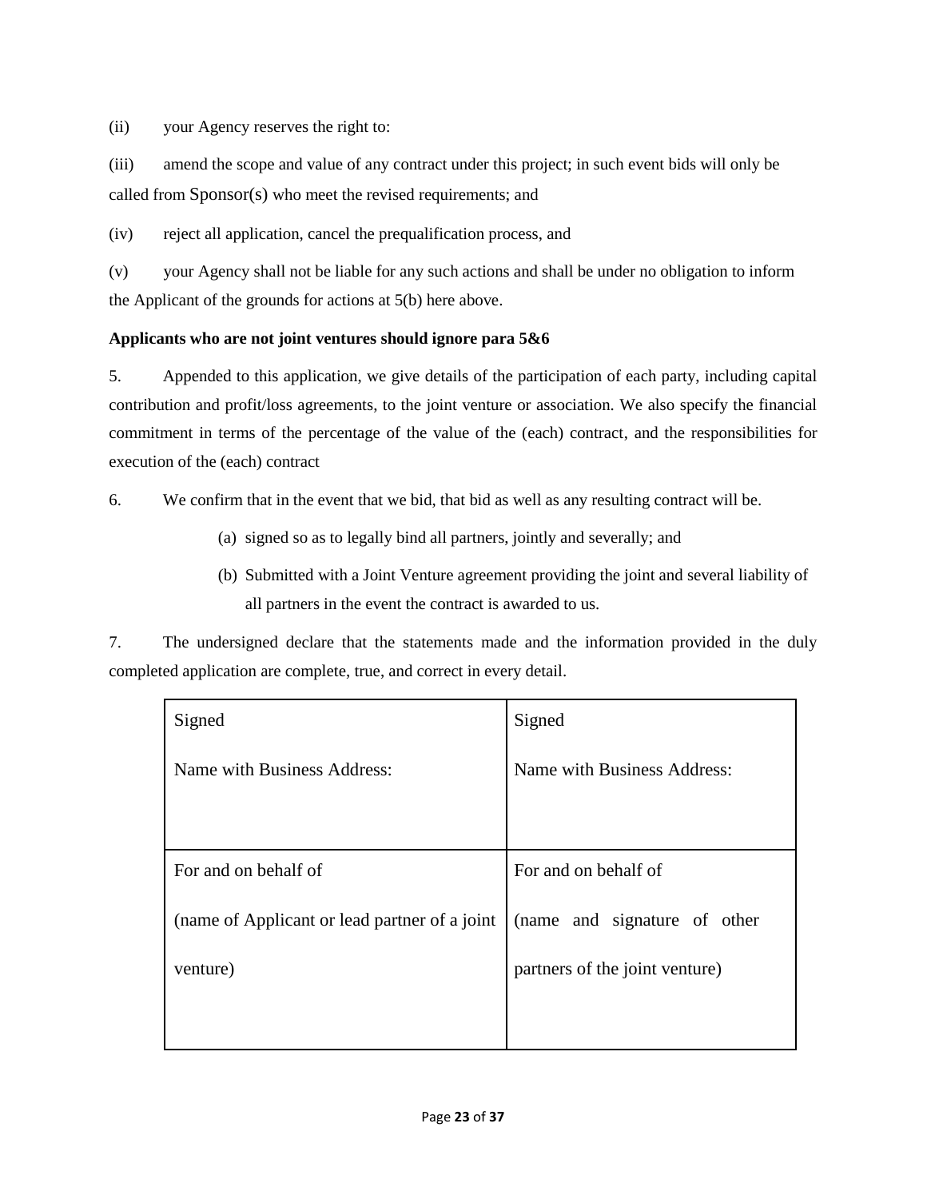(ii) your Agency reserves the right to:

(iii) amend the scope and value of any contract under this project; in such event bids will only be called from Sponsor(s) who meet the revised requirements; and

(iv) reject all application, cancel the prequalification process, and

(v) your Agency shall not be liable for any such actions and shall be under no obligation to inform the Applicant of the grounds for actions at 5(b) here above.

**Applicants who are not joint ventures should ignore para 5&6**

5. Appended to this application, we give details of the participation of each party, including capital contribution and profit/loss agreements, to the joint venture or association. We also specify the financial commitment in terms of the percentage of the value of the (each) contract, and the responsibilities for execution of the (each) contract

6. We confirm that in the event that we bid, that bid as well as any resulting contract will be.

(a) signed so as to legally bind all partners, jointly and severally; and

(b) Submitted with a Joint Venture agreement providing the joint and several liability of all partners in the event the contract is awarded to us.

7. The undersigned declare that the statements made and the information provided in the duly completed application are complete, true, and correct in every detail.

| Signed<br><br>Name with Business Address: | Signed<br><br>Name with Business Address: |
|---|---|
| For and on behalf of<br><br>(name of Applicant or lead partner of a joint venture) | For and on behalf of<br><br>(name and signature of other partners of the joint venture) |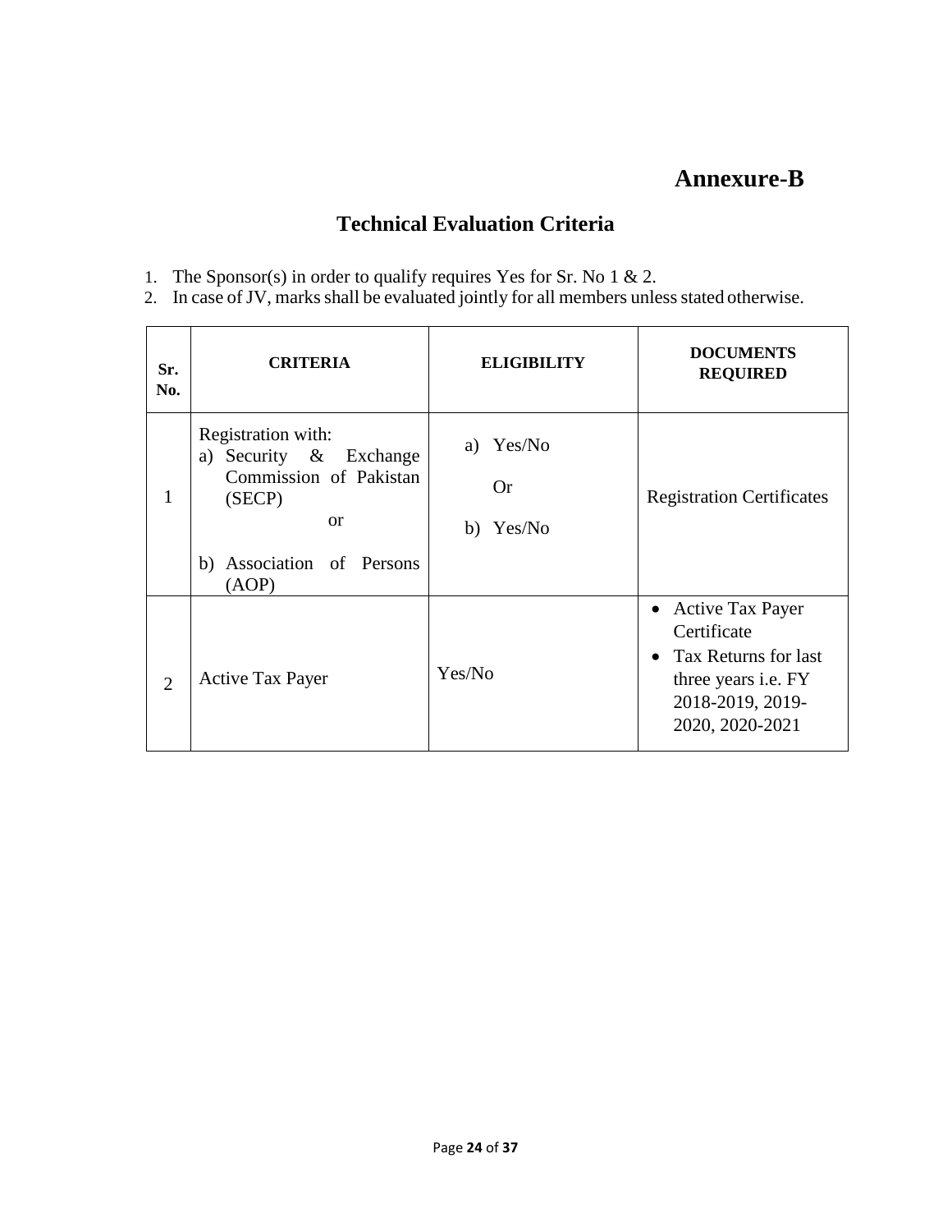# Annexure-B

## Technical Evaluation Criteria

1. The Sponsor(s) in order to qualify requires Yes for Sr. No 1 & 2.
2. In case of JV, marks shall be evaluated jointly for all members unless stated otherwise.

| Sr. No. | CRITERIA | ELIGIBILITY | DOCUMENTS REQUIRED |
|---|---|---|---|
| 1 | Registration with:<br>a) Security & Exchange Commission of Pakistan (SECP)<br>or<br>b) Association of Persons (AOP) | a) Yes/No<br>Or<br>b) Yes/No | Registration Certificates |
| 2 | Active Tax Payer | Yes/No | • Active Tax Payer Certificate<br>• Tax Returns for last three years i.e. FY 2018-2019, 2019-2020, 2020-2021 |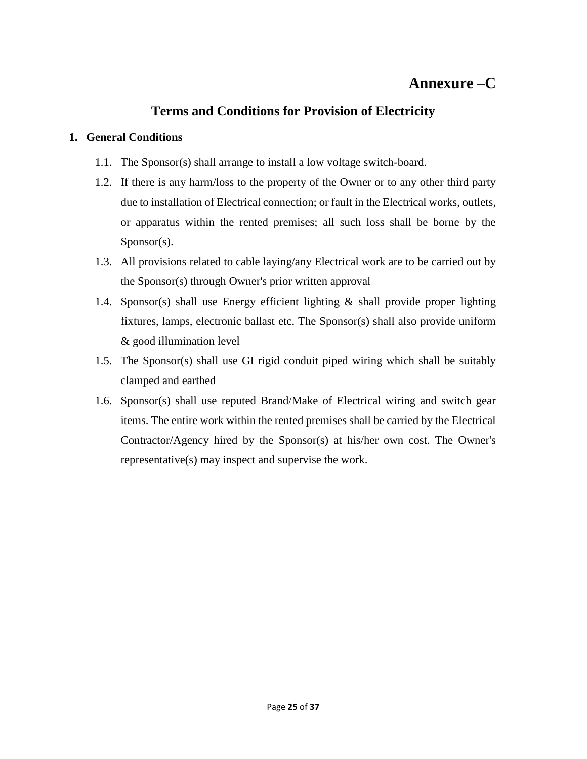# Annexure –C

## Terms and Conditions for Provision of Electricity

### 1. General Conditions

1.1. The Sponsor(s) shall arrange to install a low voltage switch-board.

1.2. If there is any harm/loss to the property of the Owner or to any other third party due to installation of Electrical connection; or fault in the Electrical works, outlets, or apparatus within the rented premises; all such loss shall be borne by the Sponsor(s).

1.3. All provisions related to cable laying/any Electrical work are to be carried out by the Sponsor(s) through Owner's prior written approval

1.4. Sponsor(s) shall use Energy efficient lighting & shall provide proper lighting fixtures, lamps, electronic ballast etc. The Sponsor(s) shall also provide uniform & good illumination level

1.5. The Sponsor(s) shall use GI rigid conduit piped wiring which shall be suitably clamped and earthed

1.6. Sponsor(s) shall use reputed Brand/Make of Electrical wiring and switch gear items. The entire work within the rented premises shall be carried by the Electrical Contractor/Agency hired by the Sponsor(s) at his/her own cost. The Owner's representative(s) may inspect and supervise the work.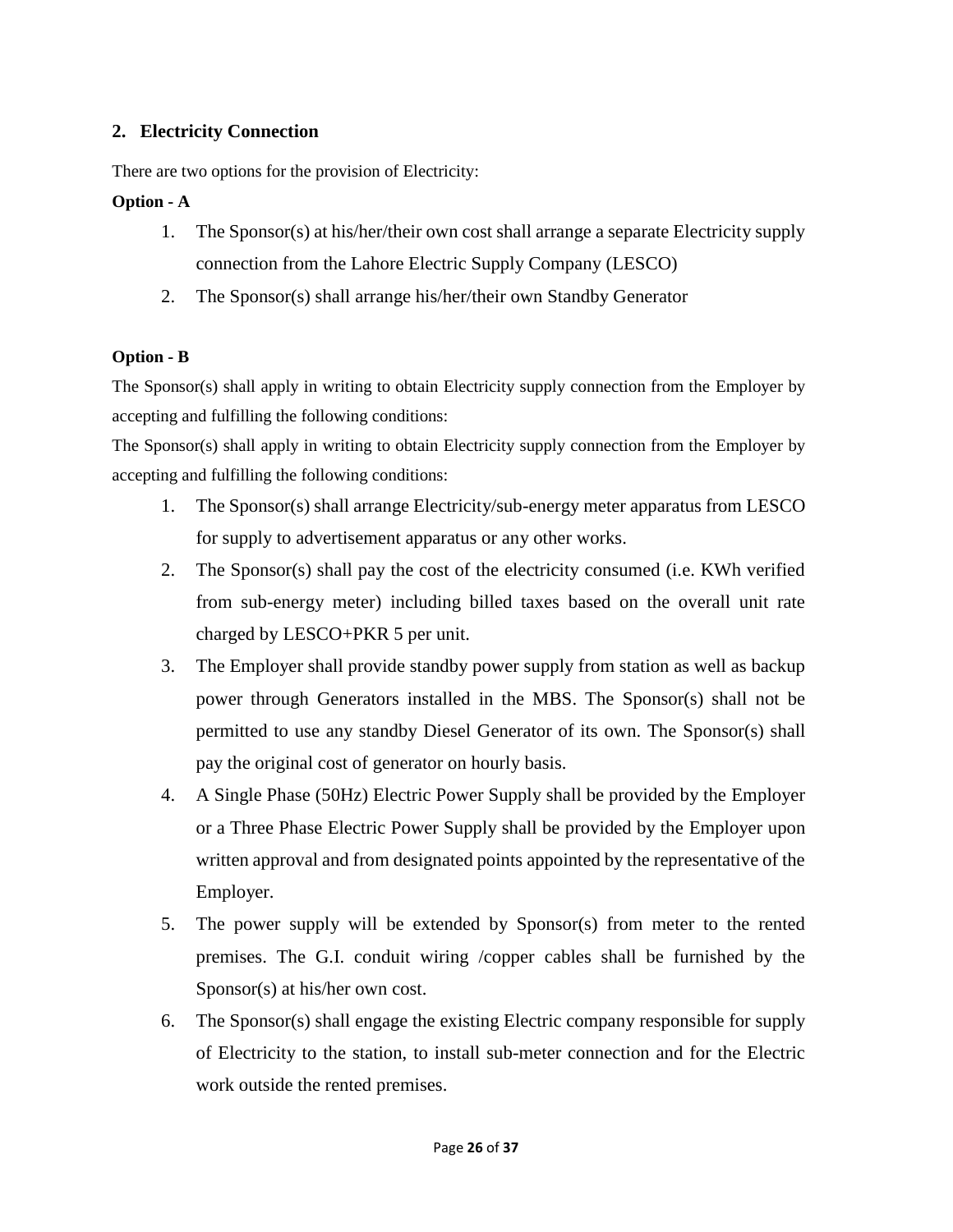## 2. Electricity Connection

There are two options for the provision of Electricity:

**Option - A**

1. The Sponsor(s) at his/her/their own cost shall arrange a separate Electricity supply connection from the Lahore Electric Supply Company (LESCO)
2. The Sponsor(s) shall arrange his/her/their own Standby Generator

**Option - B**

The Sponsor(s) shall apply in writing to obtain Electricity supply connection from the Employer by accepting and fulfilling the following conditions:

The Sponsor(s) shall apply in writing to obtain Electricity supply connection from the Employer by accepting and fulfilling the following conditions:

1. The Sponsor(s) shall arrange Electricity/sub-energy meter apparatus from LESCO for supply to advertisement apparatus or any other works.
2. The Sponsor(s) shall pay the cost of the electricity consumed (i.e. KWh verified from sub-energy meter) including billed taxes based on the overall unit rate charged by LESCO+PKR 5 per unit.
3. The Employer shall provide standby power supply from station as well as backup power through Generators installed in the MBS. The Sponsor(s) shall not be permitted to use any standby Diesel Generator of its own. The Sponsor(s) shall pay the original cost of generator on hourly basis.
4. A Single Phase (50Hz) Electric Power Supply shall be provided by the Employer or a Three Phase Electric Power Supply shall be provided by the Employer upon written approval and from designated points appointed by the representative of the Employer.
5. The power supply will be extended by Sponsor(s) from meter to the rented premises. The G.I. conduit wiring /copper cables shall be furnished by the Sponsor(s) at his/her own cost.
6. The Sponsor(s) shall engage the existing Electric company responsible for supply of Electricity to the station, to install sub-meter connection and for the Electric work outside the rented premises.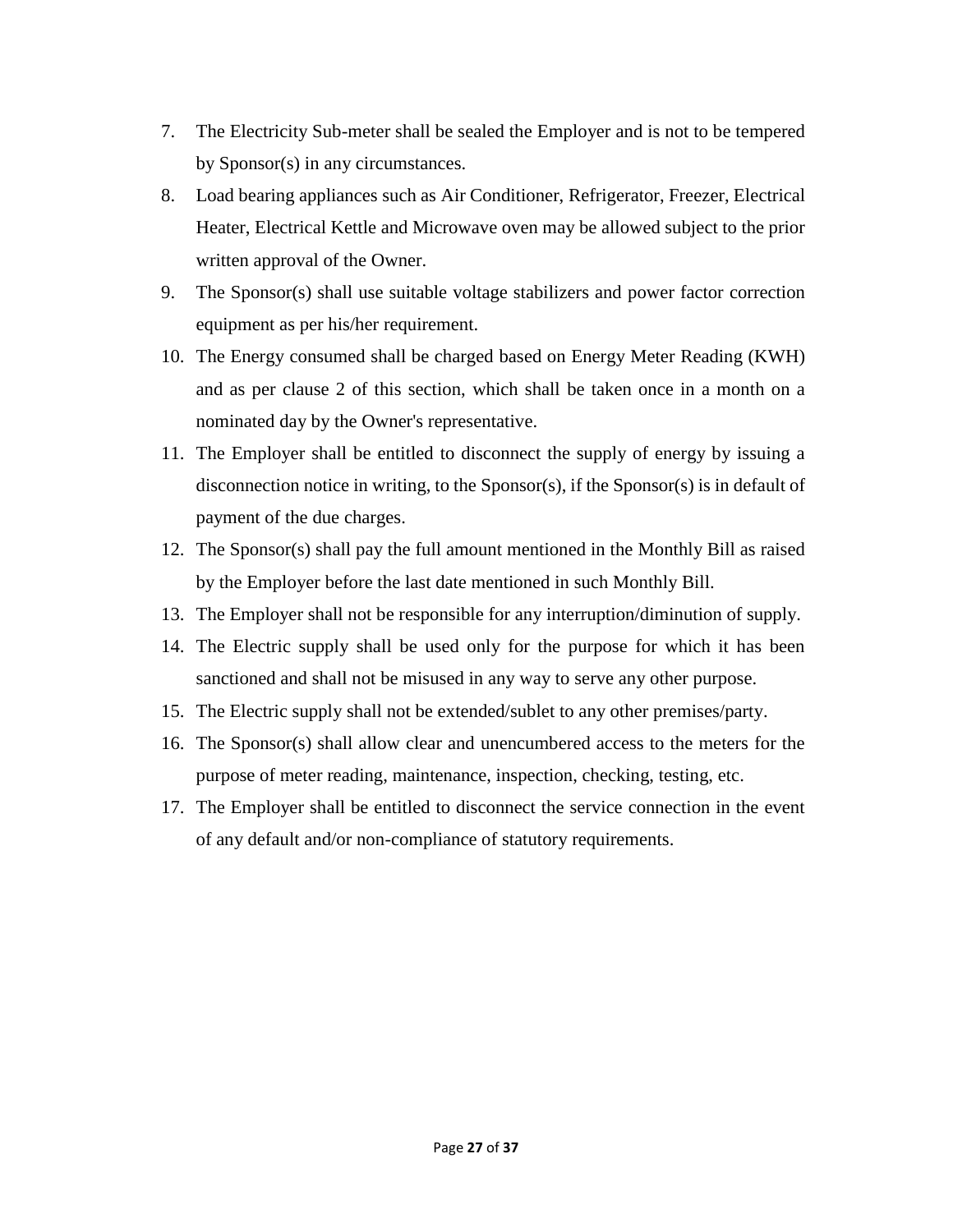7. The Electricity Sub-meter shall be sealed the Employer and is not to be tempered by Sponsor(s) in any circumstances.
8. Load bearing appliances such as Air Conditioner, Refrigerator, Freezer, Electrical Heater, Electrical Kettle and Microwave oven may be allowed subject to the prior written approval of the Owner.
9. The Sponsor(s) shall use suitable voltage stabilizers and power factor correction equipment as per his/her requirement.
10. The Energy consumed shall be charged based on Energy Meter Reading (KWH) and as per clause 2 of this section, which shall be taken once in a month on a nominated day by the Owner's representative.
11. The Employer shall be entitled to disconnect the supply of energy by issuing a disconnection notice in writing, to the Sponsor(s), if the Sponsor(s) is in default of payment of the due charges.
12. The Sponsor(s) shall pay the full amount mentioned in the Monthly Bill as raised by the Employer before the last date mentioned in such Monthly Bill.
13. The Employer shall not be responsible for any interruption/diminution of supply.
14. The Electric supply shall be used only for the purpose for which it has been sanctioned and shall not be misused in any way to serve any other purpose.
15. The Electric supply shall not be extended/sublet to any other premises/party.
16. The Sponsor(s) shall allow clear and unencumbered access to the meters for the purpose of meter reading, maintenance, inspection, checking, testing, etc.
17. The Employer shall be entitled to disconnect the service connection in the event of any default and/or non-compliance of statutory requirements.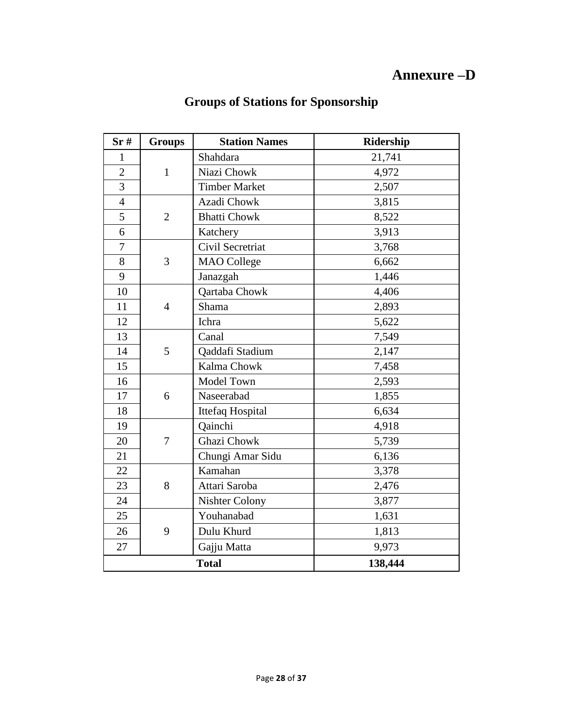# Annexure –D

## Groups of Stations for Sponsorship

| Sr # | Groups | Station Names | Ridership |
|---|---|---|---|
| 1 | 1 | Shahdara | 21,741 |
| 2 | | Niazi Chowk | 4,972 |
| 3 | | Timber Market | 2,507 |
| 4 | 2 | Azadi Chowk | 3,815 |
| 5 | | Bhatti Chowk | 8,522 |
| 6 | | Katchery | 3,913 |
| 7 | 3 | Civil Secretriat | 3,768 |
| 8 | | MAO College | 6,662 |
| 9 | | Janazgah | 1,446 |
| 10 | 4 | Qartaba Chowk | 4,406 |
| 11 | | Shama | 2,893 |
| 12 | | Ichra | 5,622 |
| 13 | 5 | Canal | 7,549 |
| 14 | | Qaddafi Stadium | 2,147 |
| 15 | | Kalma Chowk | 7,458 |
| 16 | 6 | Model Town | 2,593 |
| 17 | | Naseerabad | 1,855 |
| 18 | | Ittefaq Hospital | 6,634 |
| 19 | 7 | Qainchi | 4,918 |
| 20 | | Ghazi Chowk | 5,739 |
| 21 | | Chungi Amar Sidu | 6,136 |
| 22 | 8 | Kamahan | 3,378 |
| 23 | | Attari Saroba | 2,476 |
| 24 | | Nishter Colony | 3,877 |
| 25 | 9 | Youhanabad | 1,631 |
| 26 | | Dulu Khurd | 1,813 |
| 27 | | Gajju Matta | 9,973 |
| **Total** | | | **138,444** |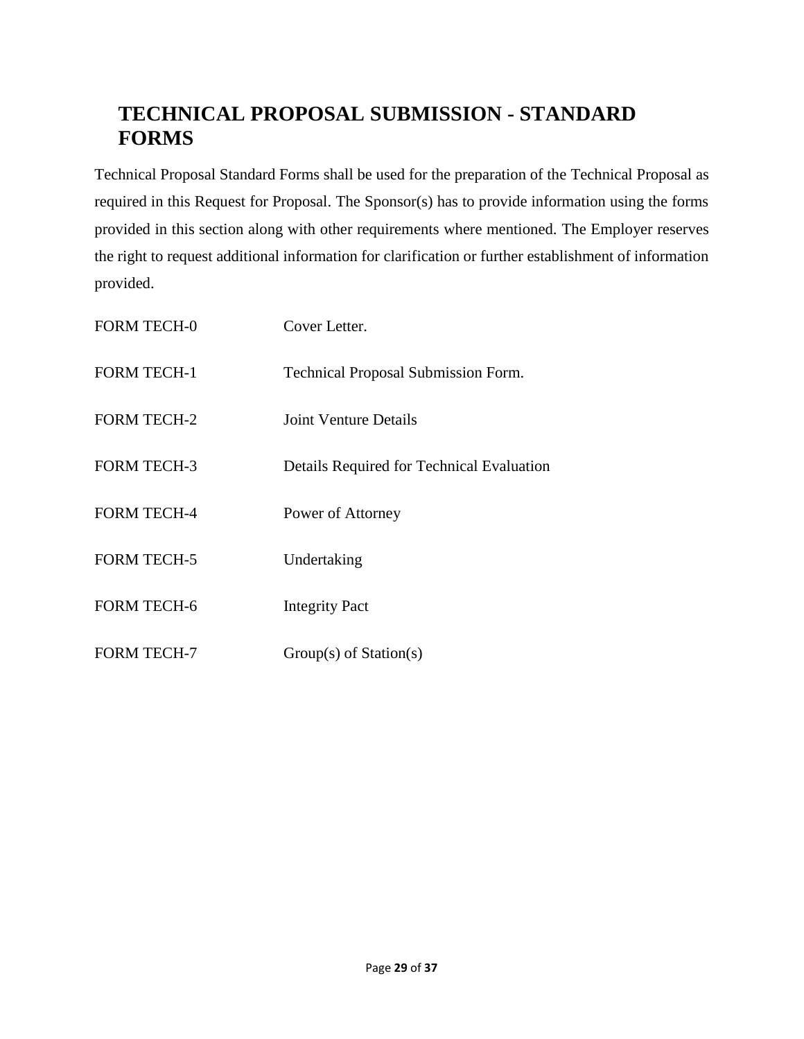# TECHNICAL PROPOSAL SUBMISSION - STANDARD FORMS

Technical Proposal Standard Forms shall be used for the preparation of the Technical Proposal as required in this Request for Proposal. The Sponsor(s) has to provide information using the forms provided in this section along with other requirements where mentioned. The Employer reserves the right to request additional information for clarification or further establishment of information provided.

| | |
|---|---|
| FORM TECH-0 | Cover Letter. |
| FORM TECH-1 | Technical Proposal Submission Form. |
| FORM TECH-2 | Joint Venture Details |
| FORM TECH-3 | Details Required for Technical Evaluation |
| FORM TECH-4 | Power of Attorney |
| FORM TECH-5 | Undertaking |
| FORM TECH-6 | Integrity Pact |
| FORM TECH-7 | Group(s) of Station(s) |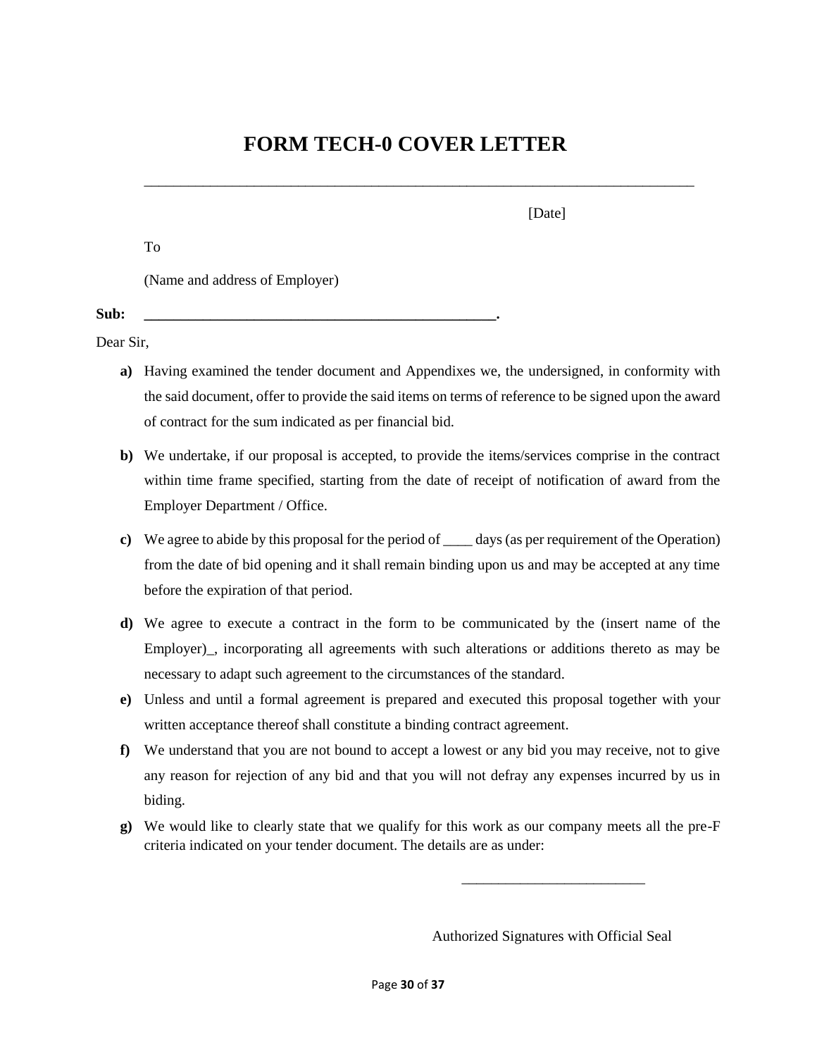# FORM TECH-0 COVER LETTER

---

[Date]

To

(Name and address of Employer)

**Sub: _______________________________________________.**

Dear Sir,

**a)** Having examined the tender document and Appendixes we, the undersigned, in conformity with the said document, offer to provide the said items on terms of reference to be signed upon the award of contract for the sum indicated as per financial bid.

**b)** We undertake, if our proposal is accepted, to provide the items/services comprise in the contract within time frame specified, starting from the date of receipt of notification of award from the Employer Department / Office.

**c)** We agree to abide by this proposal for the period of ____ days (as per requirement of the Operation) from the date of bid opening and it shall remain binding upon us and may be accepted at any time before the expiration of that period.

**d)** We agree to execute a contract in the form to be communicated by the (insert name of the Employer)_, incorporating all agreements with such alterations or additions thereto as may be necessary to adapt such agreement to the circumstances of the standard.

**e)** Unless and until a formal agreement is prepared and executed this proposal together with your written acceptance thereof shall constitute a binding contract agreement.

**f)** We understand that you are not bound to accept a lowest or any bid you may receive, not to give any reason for rejection of any bid and that you will not defray any expenses incurred by us in biding.

**g)** We would like to clearly state that we qualify for this work as our company meets all the pre-F criteria indicated on your tender document. The details are as under:

_________________________

Authorized Signatures with Official Seal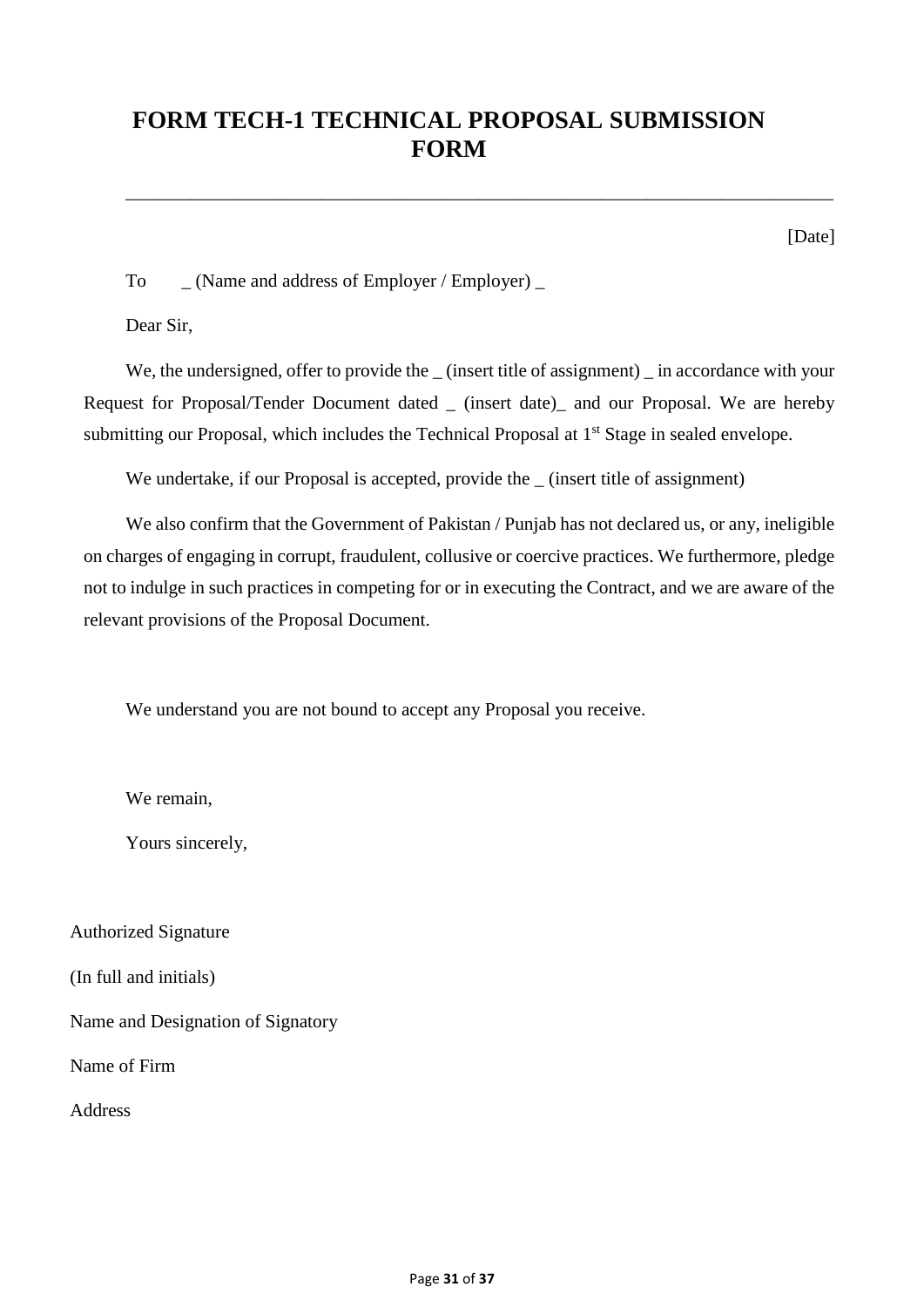# FORM TECH-1 TECHNICAL PROPOSAL SUBMISSION FORM

---

[Date]

To _ (Name and address of Employer / Employer) _

Dear Sir,

We, the undersigned, offer to provide the _ (insert title of assignment) _ in accordance with your Request for Proposal/Tender Document dated _ (insert date)_ and our Proposal. We are hereby submitting our Proposal, which includes the Technical Proposal at 1st Stage in sealed envelope.

We undertake, if our Proposal is accepted, provide the _ (insert title of assignment)

We also confirm that the Government of Pakistan / Punjab has not declared us, or any, ineligible on charges of engaging in corrupt, fraudulent, collusive or coercive practices. We furthermore, pledge not to indulge in such practices in competing for or in executing the Contract, and we are aware of the relevant provisions of the Proposal Document.

We understand you are not bound to accept any Proposal you receive.

We remain,

Yours sincerely,

Authorized Signature

(In full and initials)

Name and Designation of Signatory

Name of Firm

Address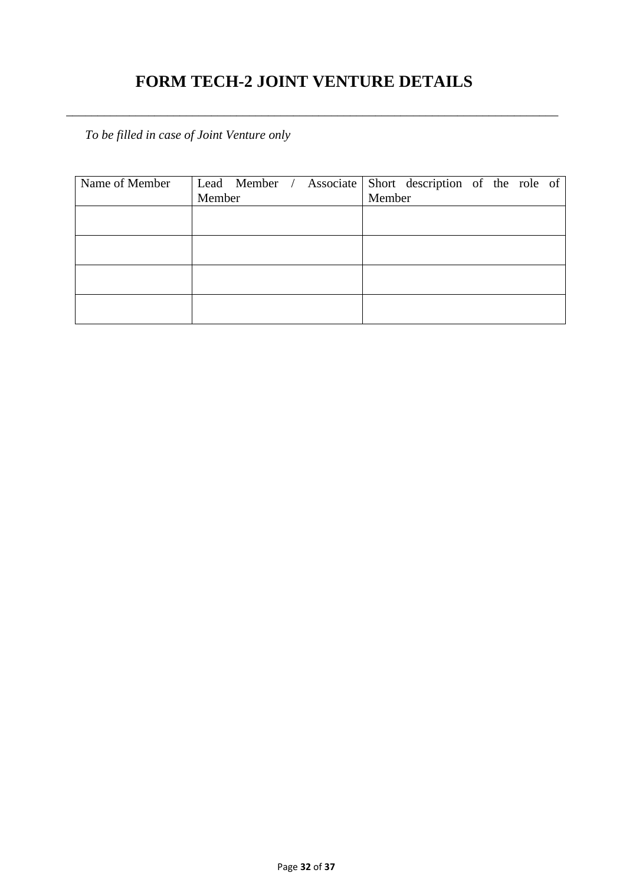# FORM TECH-2 JOINT VENTURE DETAILS

---

*To be filled in case of Joint Venture only*

| Name of Member | Lead Member / Associate Member | Short description of the role of Member |
|---|---|---|
| | | |
| | | |
| | | |
| | | |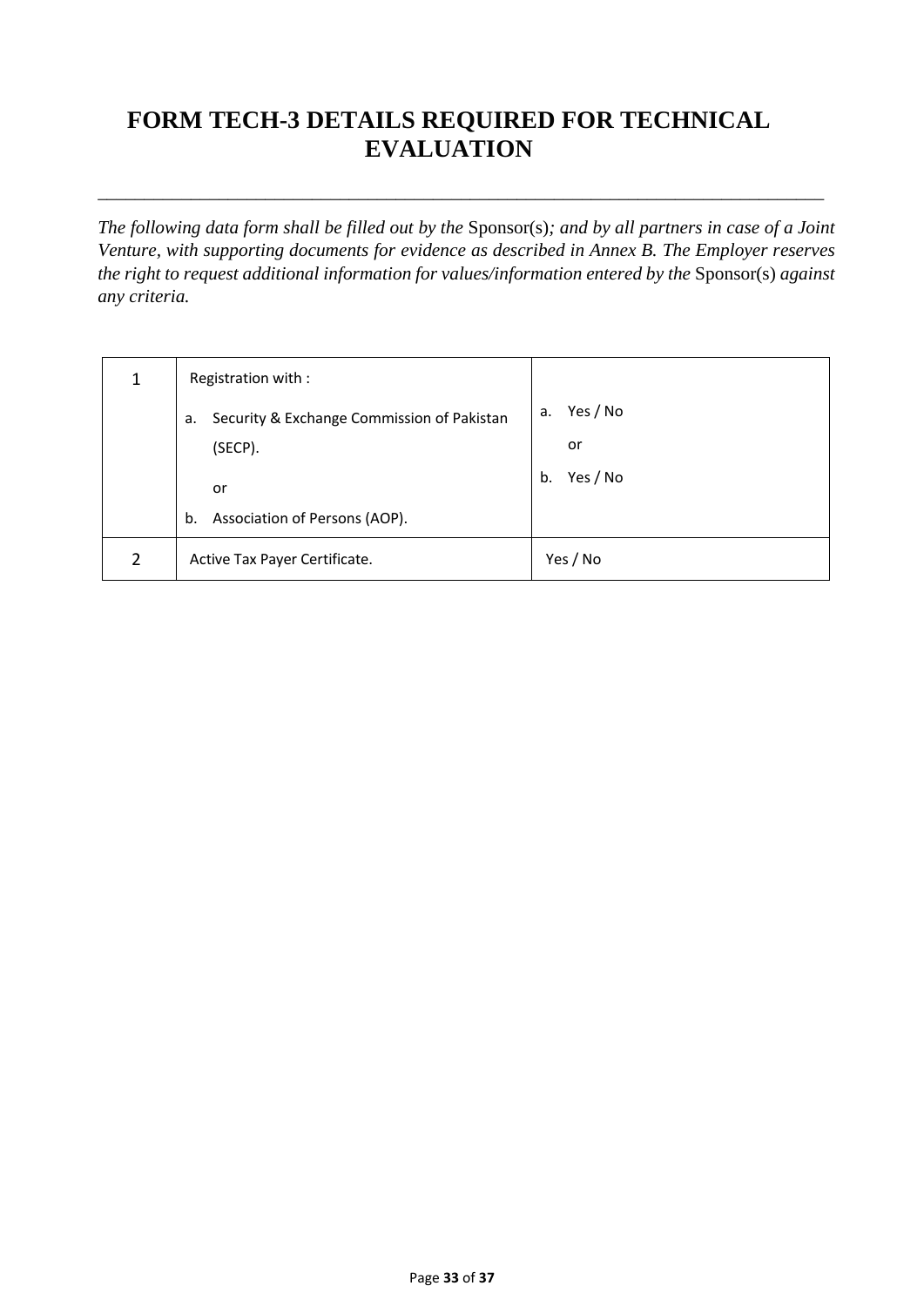# FORM TECH-3 DETAILS REQUIRED FOR TECHNICAL EVALUATION

---

*The following data form shall be filled out by the* Sponsor(s)*; and by all partners in case of a Joint Venture, with supporting documents for evidence as described in Annex B. The Employer reserves the right to request additional information for values/information entered by the* Sponsor(s) *against any criteria.*

| | | |
|---|---|---|
| 1 | Registration with :<br>a. Security & Exchange Commission of Pakistan (SECP).<br>or<br>b. Association of Persons (AOP). | a. Yes / No<br>or<br>b. Yes / No |
| 2 | Active Tax Payer Certificate. | Yes / No |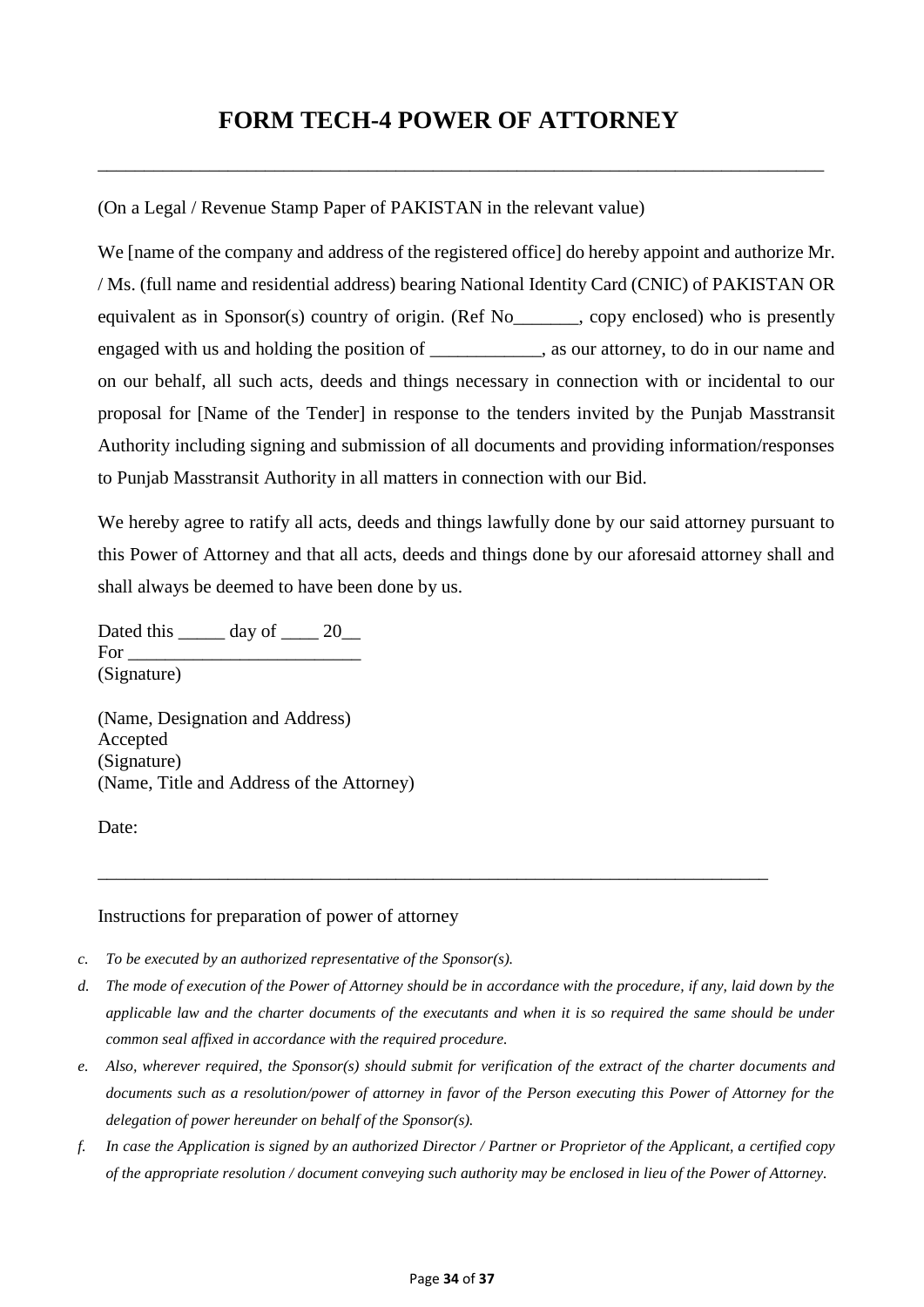# FORM TECH-4 POWER OF ATTORNEY

---

(On a Legal / Revenue Stamp Paper of PAKISTAN in the relevant value)

We [name of the company and address of the registered office] do hereby appoint and authorize Mr. / Ms. (full name and residential address) bearing National Identity Card (CNIC) of PAKISTAN OR equivalent as in Sponsor(s) country of origin. (Ref No_______, copy enclosed) who is presently engaged with us and holding the position of ____________, as our attorney, to do in our name and on our behalf, all such acts, deeds and things necessary in connection with or incidental to our proposal for [Name of the Tender] in response to the tenders invited by the Punjab Masstransit Authority including signing and submission of all documents and providing information/responses to Punjab Masstransit Authority in all matters in connection with our Bid.

We hereby agree to ratify all acts, deeds and things lawfully done by our said attorney pursuant to this Power of Attorney and that all acts, deeds and things done by our aforesaid attorney shall and shall always be deemed to have been done by us.

Dated this _____ day of ____ 20__
For _________________________
(Signature)

(Name, Designation and Address)
Accepted
(Signature)
(Name, Title and Address of the Attorney)

Date:

---

Instructions for preparation of power of attorney

c. *To be executed by an authorized representative of the Sponsor(s).*

d. *The mode of execution of the Power of Attorney should be in accordance with the procedure, if any, laid down by the applicable law and the charter documents of the executants and when it is so required the same should be under common seal affixed in accordance with the required procedure.*

e. *Also, wherever required, the Sponsor(s) should submit for verification of the extract of the charter documents and documents such as a resolution/power of attorney in favor of the Person executing this Power of Attorney for the delegation of power hereunder on behalf of the Sponsor(s).*

f. *In case the Application is signed by an authorized Director / Partner or Proprietor of the Applicant, a certified copy of the appropriate resolution / document conveying such authority may be enclosed in lieu of the Power of Attorney.*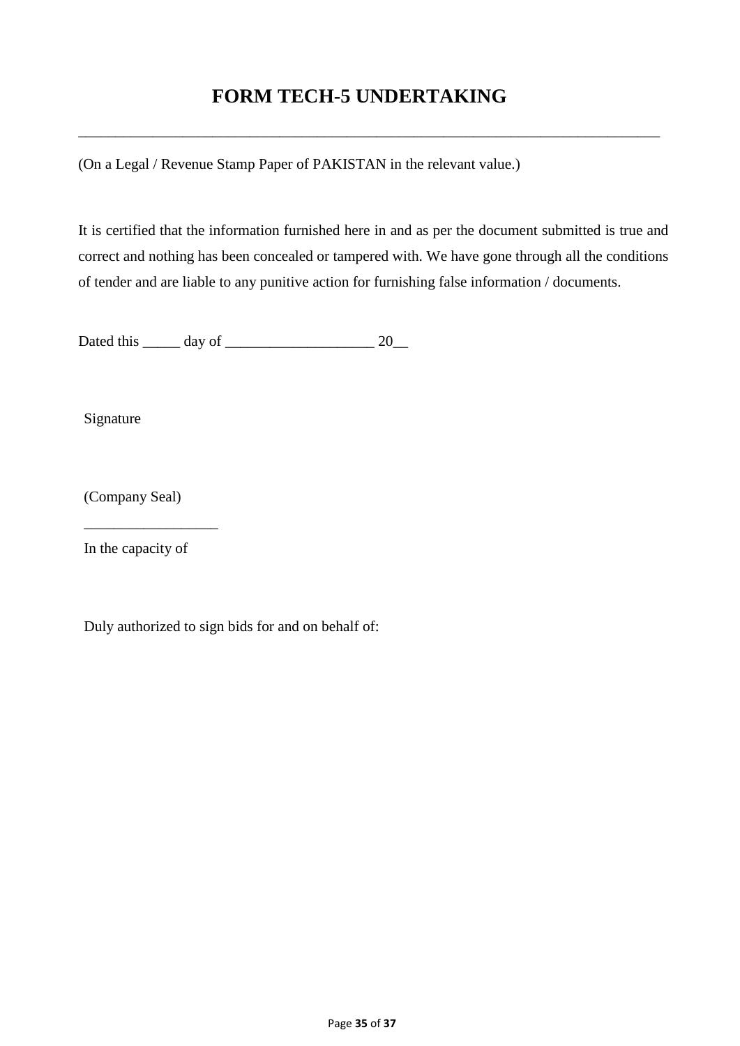# FORM TECH-5 UNDERTAKING

---

(On a Legal / Revenue Stamp Paper of PAKISTAN in the relevant value.)

It is certified that the information furnished here in and as per the document submitted is true and correct and nothing has been concealed or tampered with. We have gone through all the conditions of tender and are liable to any punitive action for furnishing false information / documents.

Dated this _____ day of ____________________ 20__

Signature

(Company Seal)

__________________

In the capacity of

Duly authorized to sign bids for and on behalf of: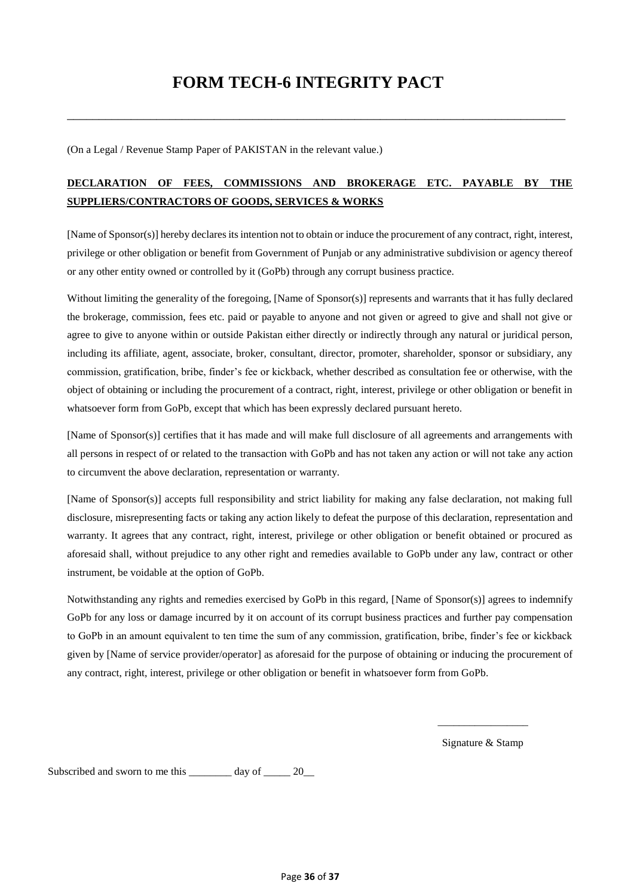# FORM TECH-6 INTEGRITY PACT

(On a Legal / Revenue Stamp Paper of PAKISTAN in the relevant value.)

**DECLARATION OF FEES, COMMISSIONS AND BROKERAGE ETC. PAYABLE BY THE SUPPLIERS/CONTRACTORS OF GOODS, SERVICES & WORKS**

[Name of Sponsor(s)] hereby declares its intention not to obtain or induce the procurement of any contract, right, interest, privilege or other obligation or benefit from Government of Punjab or any administrative subdivision or agency thereof or any other entity owned or controlled by it (GoPb) through any corrupt business practice.

Without limiting the generality of the foregoing, [Name of Sponsor(s)] represents and warrants that it has fully declared the brokerage, commission, fees etc. paid or payable to anyone and not given or agreed to give and shall not give or agree to give to anyone within or outside Pakistan either directly or indirectly through any natural or juridical person, including its affiliate, agent, associate, broker, consultant, director, promoter, shareholder, sponsor or subsidiary, any commission, gratification, bribe, finder's fee or kickback, whether described as consultation fee or otherwise, with the object of obtaining or including the procurement of a contract, right, interest, privilege or other obligation or benefit in whatsoever form from GoPb, except that which has been expressly declared pursuant hereto.

[Name of Sponsor(s)] certifies that it has made and will make full disclosure of all agreements and arrangements with all persons in respect of or related to the transaction with GoPb and has not taken any action or will not take any action to circumvent the above declaration, representation or warranty.

[Name of Sponsor(s)] accepts full responsibility and strict liability for making any false declaration, not making full disclosure, misrepresenting facts or taking any action likely to defeat the purpose of this declaration, representation and warranty. It agrees that any contract, right, interest, privilege or other obligation or benefit obtained or procured as aforesaid shall, without prejudice to any other right and remedies available to GoPb under any law, contract or other instrument, be voidable at the option of GoPb.

Notwithstanding any rights and remedies exercised by GoPb in this regard, [Name of Sponsor(s)] agrees to indemnify GoPb for any loss or damage incurred by it on account of its corrupt business practices and further pay compensation to GoPb in an amount equivalent to ten time the sum of any commission, gratification, bribe, finder's fee or kickback given by [Name of service provider/operator] as aforesaid for the purpose of obtaining or inducing the procurement of any contract, right, interest, privilege or other obligation or benefit in whatsoever form from GoPb.

_________________

Signature & Stamp

Subscribed and sworn to me this ________ day of _____ 20__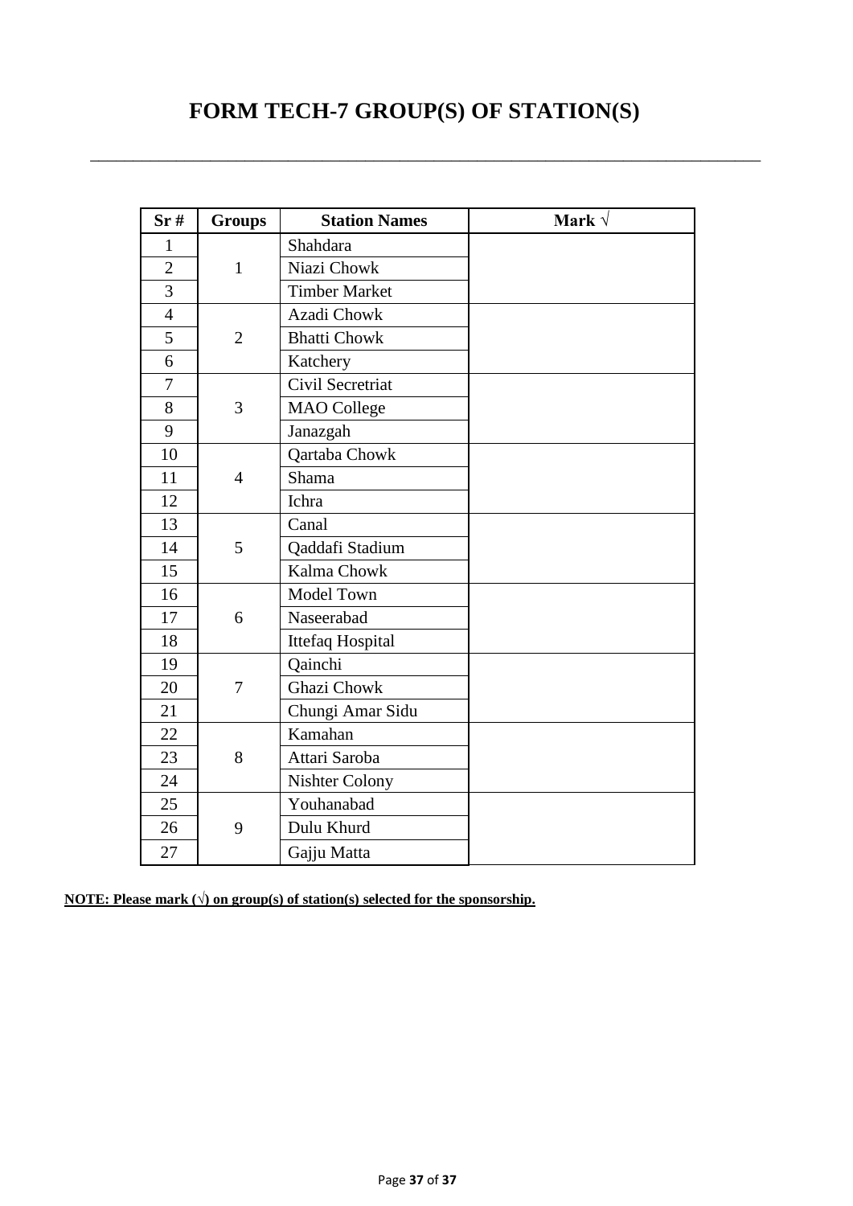# FORM TECH-7 GROUP(S) OF STATION(S)

| Sr # | Groups | Station Names | Mark √ |
|---|---|---|---|
| 1 | 1 | Shahdara | |
| 2 | | Niazi Chowk | |
| 3 | | Timber Market | |
| 4 | 2 | Azadi Chowk | |
| 5 | | Bhatti Chowk | |
| 6 | | Katchery | |
| 7 | 3 | Civil Secretriat | |
| 8 | | MAO College | |
| 9 | | Janazgah | |
| 10 | 4 | Qartaba Chowk | |
| 11 | | Shama | |
| 12 | | Ichra | |
| 13 | 5 | Canal | |
| 14 | | Qaddafi Stadium | |
| 15 | | Kalma Chowk | |
| 16 | 6 | Model Town | |
| 17 | | Naseerabad | |
| 18 | | Ittefaq Hospital | |
| 19 | 7 | Qainchi | |
| 20 | | Ghazi Chowk | |
| 21 | | Chungi Amar Sidu | |
| 22 | 8 | Kamahan | |
| 23 | | Attari Saroba | |
| 24 | | Nishter Colony | |
| 25 | 9 | Youhanabad | |
| 26 | | Dulu Khurd | |
| 27 | | Gajju Matta | |

**NOTE: Please mark (√) on group(s) of station(s) selected for the sponsorship.**